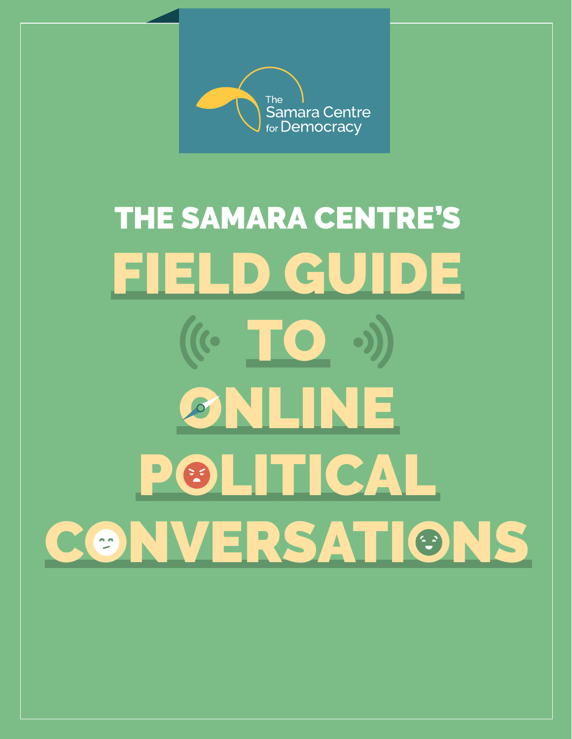The Samara Centre for Democracy

THE SAMARA CENTRE'S

# FIELD GUIDE TO ONLINE POLITICAL CONVERSATIONS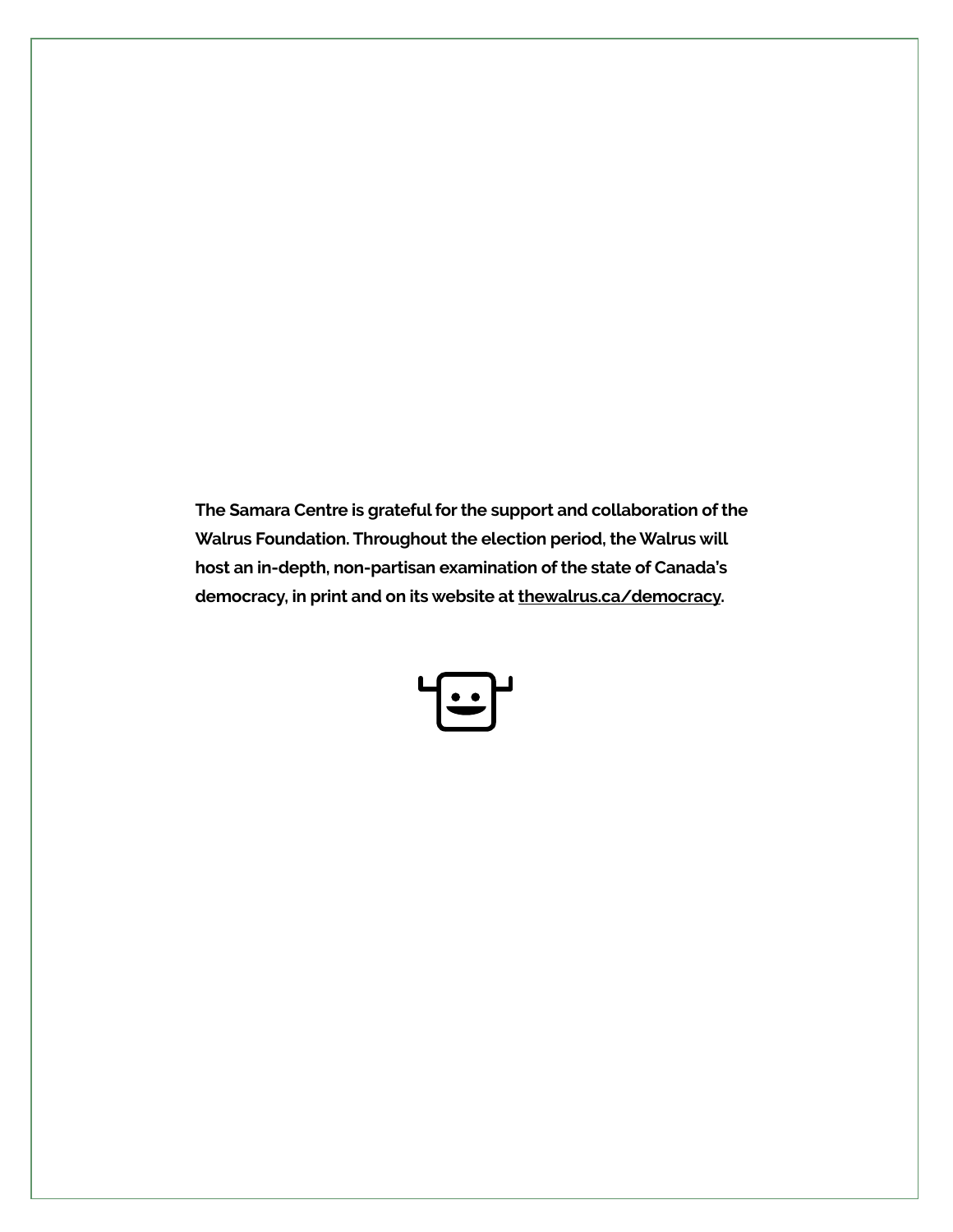**The Samara Centre is grateful for the support and collaboration of the Walrus Foundation. Throughout the election period, the Walrus will host an in-depth, non-partisan examination of the state of Canada's democracy, in print and on its website at thewalrus.ca/democracy.**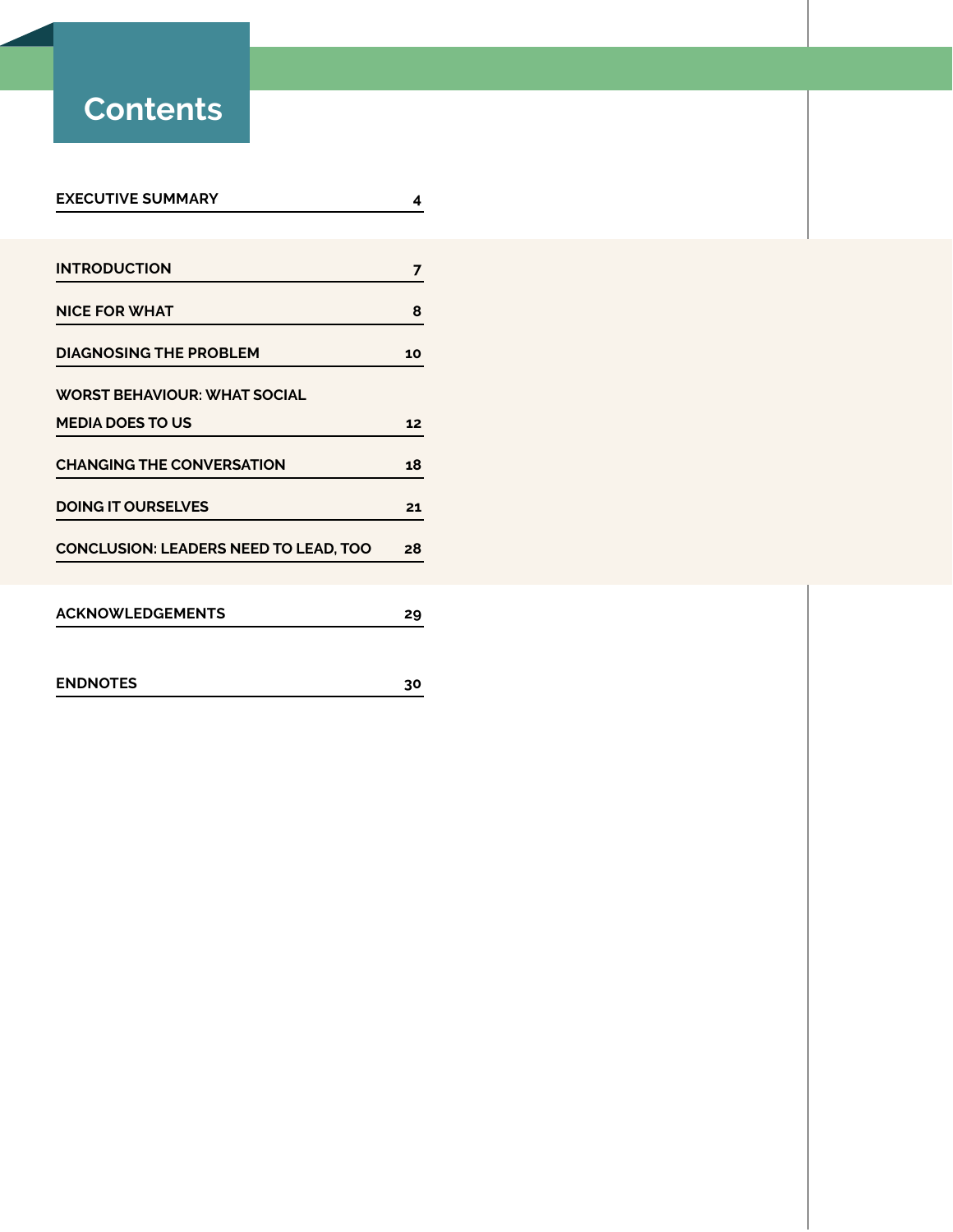# Contents

| | |
|---|---|
| EXECUTIVE SUMMARY | 4 |
| INTRODUCTION | 7 |
| NICE FOR WHAT | 8 |
| DIAGNOSING THE PROBLEM | 10 |
| WORST BEHAVIOUR: WHAT SOCIAL MEDIA DOES TO US | 12 |
| CHANGING THE CONVERSATION | 18 |
| DOING IT OURSELVES | 21 |
| CONCLUSION: LEADERS NEED TO LEAD, TOO | 28 |
| ACKNOWLEDGEMENTS | 29 |
| ENDNOTES | 30 |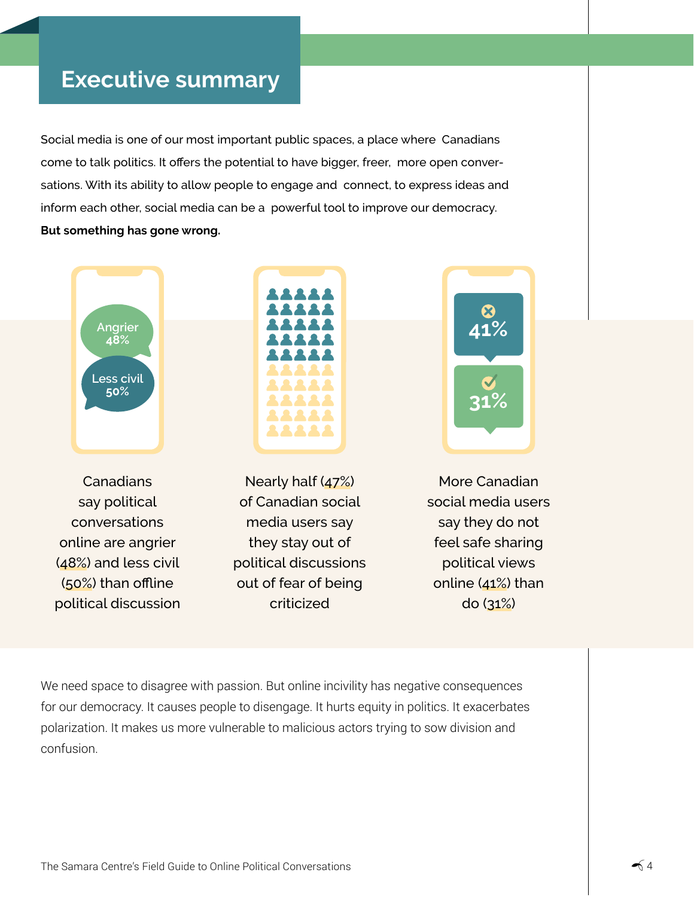# Executive summary

Social media is one of our most important public spaces, a place where Canadians come to talk politics. It offers the potential to have bigger, freer, more open conversations. With its ability to allow people to engage and connect, to express ideas and inform each other, social media can be a powerful tool to improve our democracy. **But something has gone wrong.**

Canadians say political conversations online are angrier (48%) and less civil (50%) than offline political discussion

Nearly half (47%) of Canadian social media users say they stay out of political discussions out of fear of being criticized

More Canadian social media users say they do not feel safe sharing political views online (41%) than do (31%)

We need space to disagree with passion. But online incivility has negative consequences for our democracy. It causes people to disengage. It hurts equity in politics. It exacerbates polarization. It makes us more vulnerable to malicious actors trying to sow division and confusion.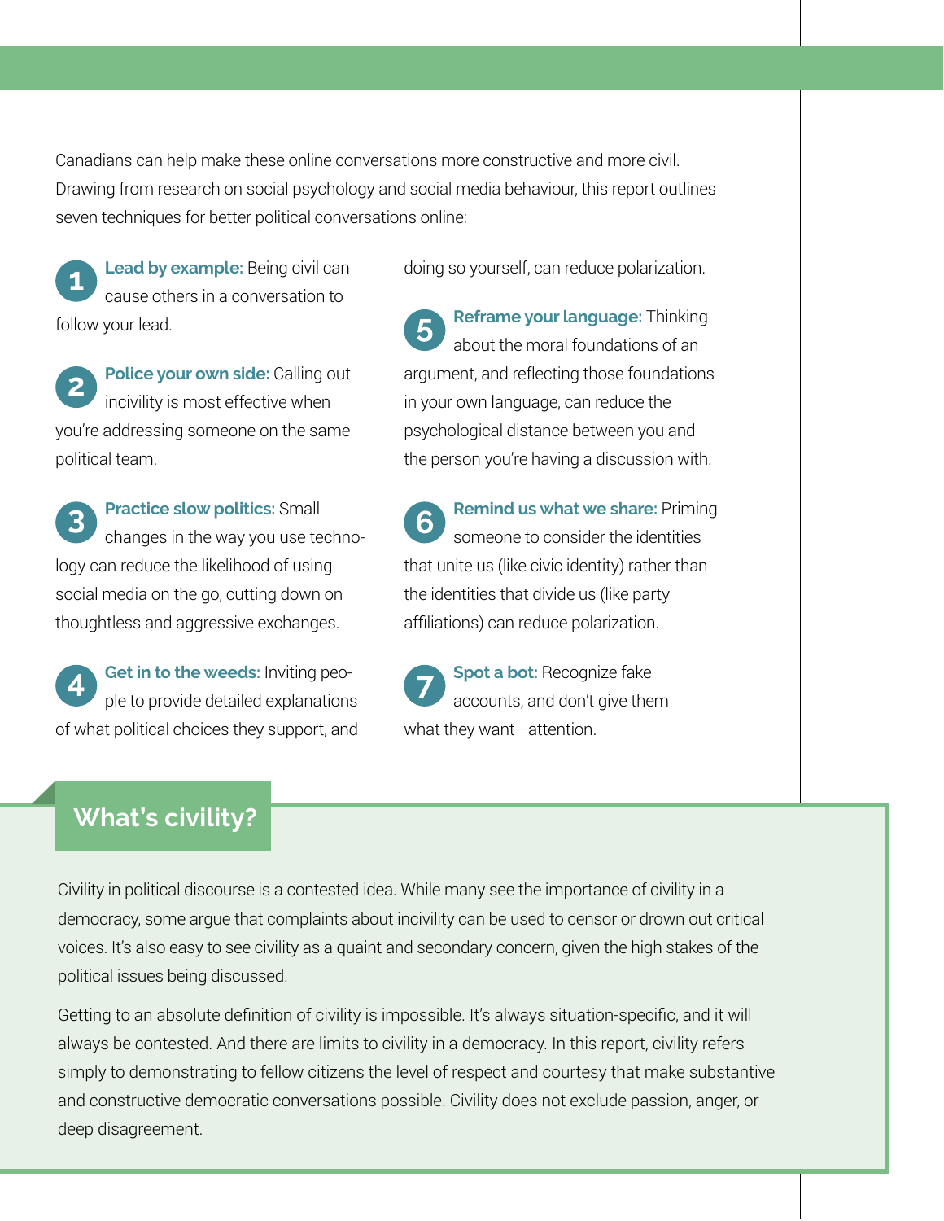Canadians can help make these online conversations more constructive and more civil. Drawing from research on social psychology and social media behaviour, this report outlines seven techniques for better political conversations online:

1. **Lead by example:** Being civil can cause others in a conversation to follow your lead.

2. **Police your own side:** Calling out incivility is most effective when you're addressing someone on the same political team.

3. **Practice slow politics:** Small changes in the way you use technology can reduce the likelihood of using social media on the go, cutting down on thoughtless and aggressive exchanges.

4. **Get in to the weeds:** Inviting people to provide detailed explanations of what political choices they support, and doing so yourself, can reduce polarization.

5. **Reframe your language:** Thinking about the moral foundations of an argument, and reflecting those foundations in your own language, can reduce the psychological distance between you and the person you're having a discussion with.

6. **Remind us what we share:** Priming someone to consider the identities that unite us (like civic identity) rather than the identities that divide us (like party affiliations) can reduce polarization.

7. **Spot a bot:** Recognize fake accounts, and don't give them what they want—attention.

## What's civility?

Civility in political discourse is a contested idea. While many see the importance of civility in a democracy, some argue that complaints about incivility can be used to censor or drown out critical voices. It's also easy to see civility as a quaint and secondary concern, given the high stakes of the political issues being discussed.

Getting to an absolute definition of civility is impossible. It's always situation-specific, and it will always be contested. And there are limits to civility in a democracy. In this report, civility refers simply to demonstrating to fellow citizens the level of respect and courtesy that make substantive and constructive democratic conversations possible. Civility does not exclude passion, anger, or deep disagreement.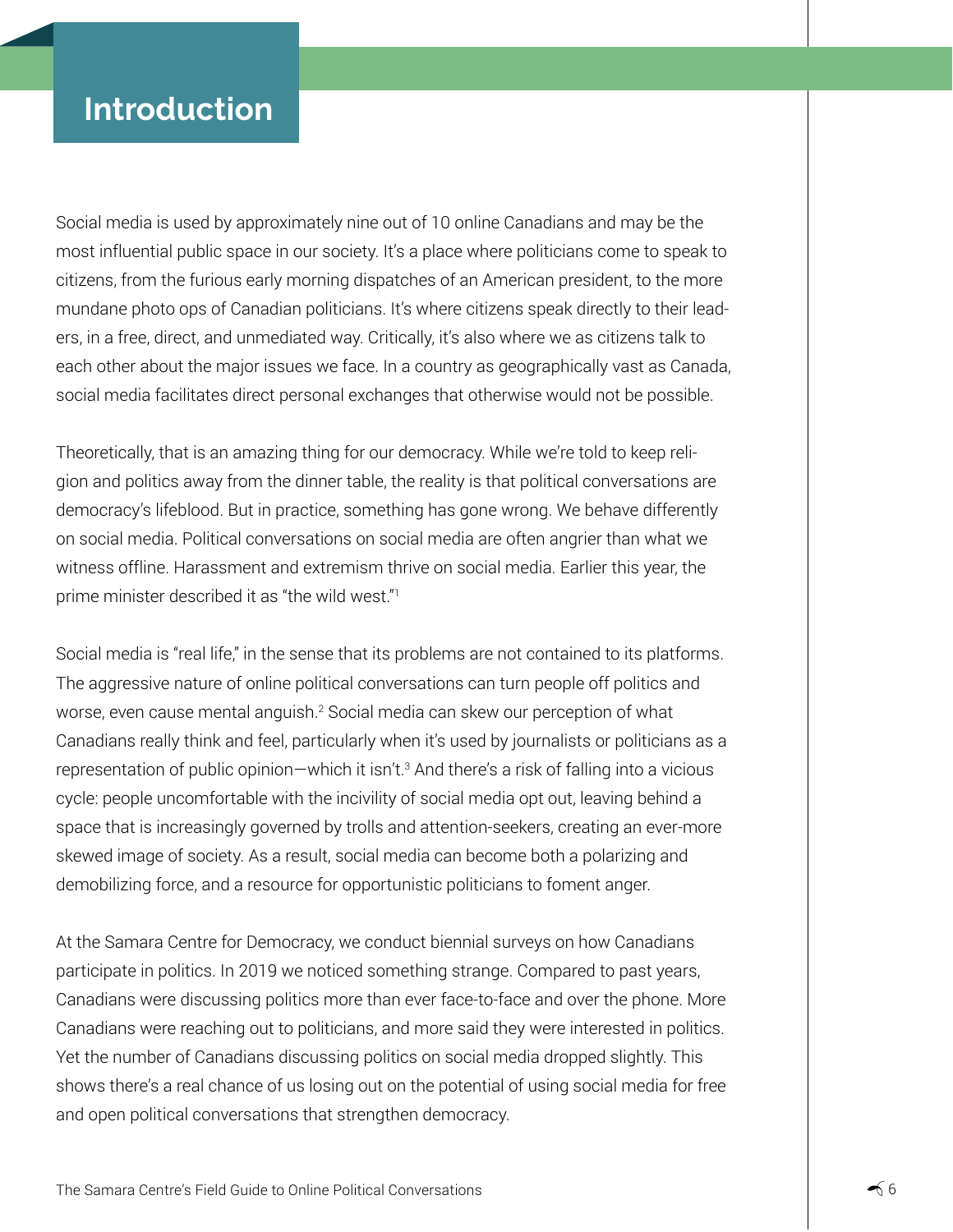# Introduction

Social media is used by approximately nine out of 10 online Canadians and may be the most influential public space in our society. It's a place where politicians come to speak to citizens, from the furious early morning dispatches of an American president, to the more mundane photo ops of Canadian politicians. It's where citizens speak directly to their leaders, in a free, direct, and unmediated way. Critically, it's also where we as citizens talk to each other about the major issues we face. In a country as geographically vast as Canada, social media facilitates direct personal exchanges that otherwise would not be possible.

Theoretically, that is an amazing thing for our democracy. While we're told to keep religion and politics away from the dinner table, the reality is that political conversations are democracy's lifeblood. But in practice, something has gone wrong. We behave differently on social media. Political conversations on social media are often angrier than what we witness offline. Harassment and extremism thrive on social media. Earlier this year, the prime minister described it as "the wild west."[1]

Social media is "real life," in the sense that its problems are not contained to its platforms. The aggressive nature of online political conversations can turn people off politics and worse, even cause mental anguish.[2] Social media can skew our perception of what Canadians really think and feel, particularly when it's used by journalists or politicians as a representation of public opinion—which it isn't.[3] And there's a risk of falling into a vicious cycle: people uncomfortable with the incivility of social media opt out, leaving behind a space that is increasingly governed by trolls and attention-seekers, creating an ever-more skewed image of society. As a result, social media can become both a polarizing and demobilizing force, and a resource for opportunistic politicians to foment anger.

At the Samara Centre for Democracy, we conduct biennial surveys on how Canadians participate in politics. In 2019 we noticed something strange. Compared to past years, Canadians were discussing politics more than ever face-to-face and over the phone. More Canadians were reaching out to politicians, and more said they were interested in politics. Yet the number of Canadians discussing politics on social media dropped slightly. This shows there's a real chance of us losing out on the potential of using social media for free and open political conversations that strengthen democracy.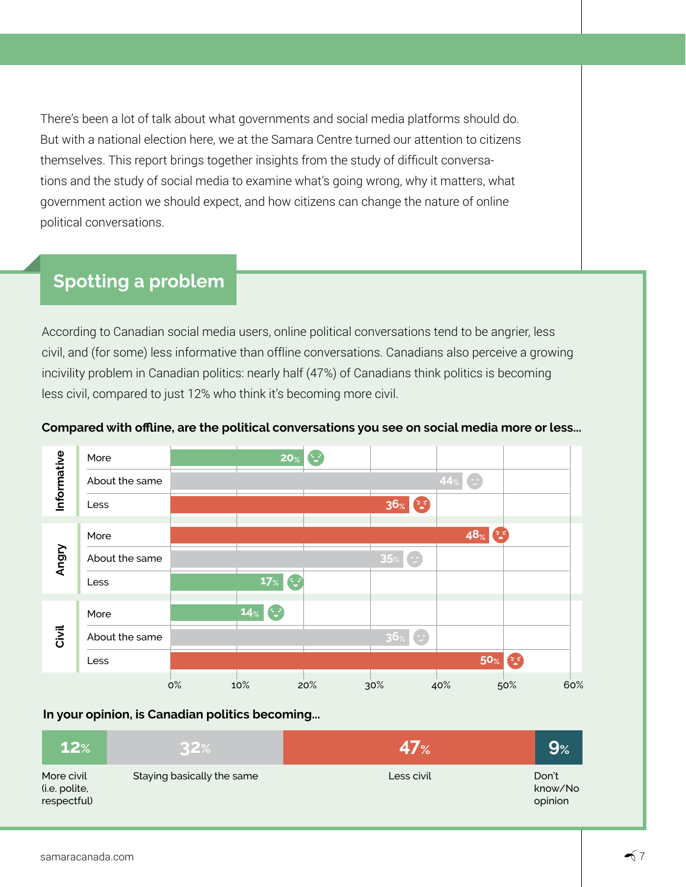There's been a lot of talk about what governments and social media platforms should do. But with a national election here, we at the Samara Centre turned our attention to citizens themselves. This report brings together insights from the study of difficult conversations and the study of social media to examine what's going wrong, why it matters, what government action we should expect, and how citizens can change the nature of online political conversations.

## Spotting a problem

According to Canadian social media users, online political conversations tend to be angrier, less civil, and (for some) less informative than offline conversations. Canadians also perceive a growing incivility problem in Canadian politics: nearly half (47%) of Canadians think politics is becoming less civil, compared to just 12% who think it's becoming more civil.

**Compared with offline, are the political conversations you see on social media more or less...**

| | | % |
|---|---|---|
| Informative | More | 20% |
| | About the same | 44% |
| | Less | 36% |
| Angry | More | 48% |
| | About the same | 35% |
| | Less | 17% |
| Civil | More | 14% |
| | About the same | 36% |
| | Less | 50% |

**In your opinion, is Canadian politics becoming...**

| More civil (i.e. polite, respectful) | Staying basically the same | Less civil | Don't know/No opinion |
|---|---|---|---|
| 12% | 32% | 47% | 9% |

samaracanada.com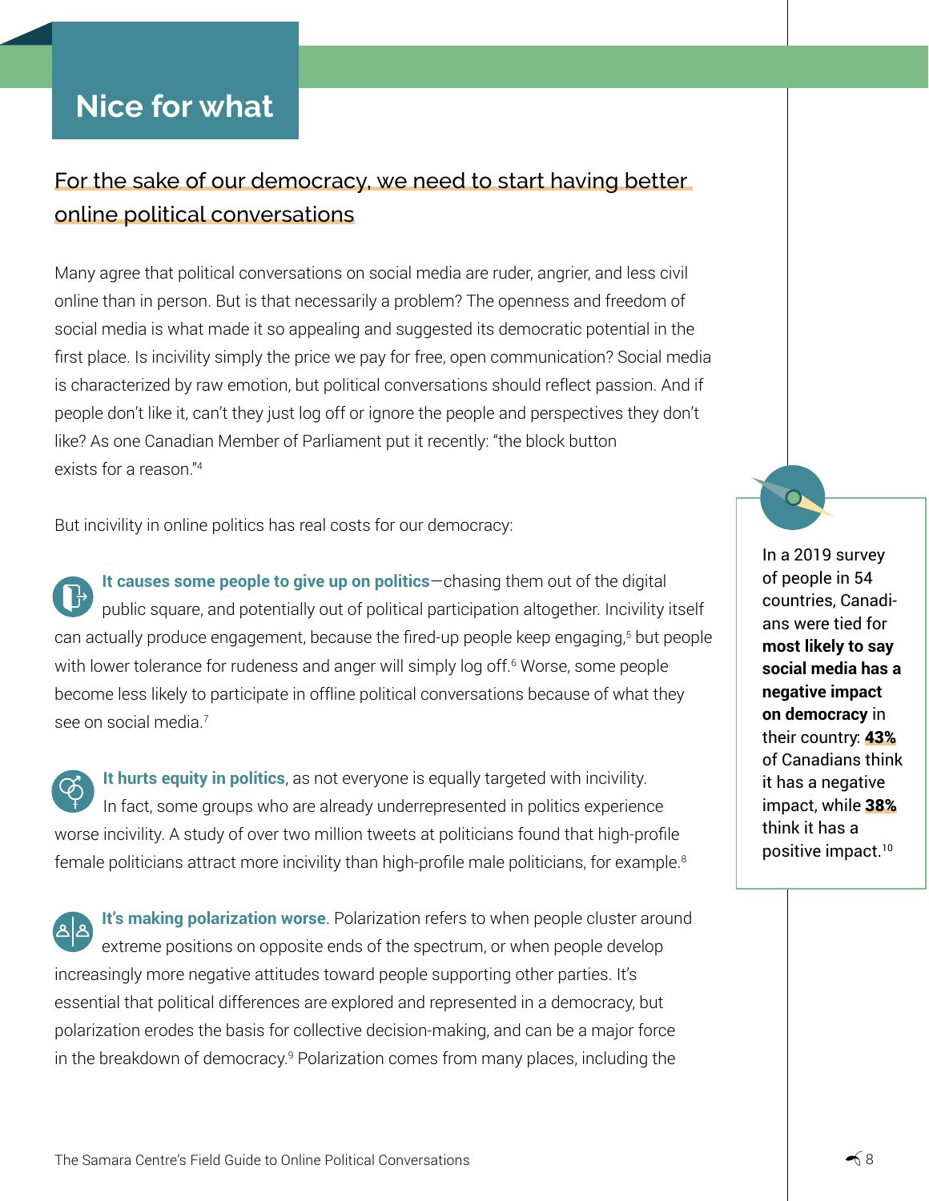# Nice for what

## For the sake of our democracy, we need to start having better online political conversations

Many agree that political conversations on social media are ruder, angrier, and less civil online than in person. But is that necessarily a problem? The openness and freedom of social media is what made it so appealing and suggested its democratic potential in the first place. Is incivility simply the price we pay for free, open communication? Social media is characterized by raw emotion, but political conversations should reflect passion. And if people don't like it, can't they just log off or ignore the people and perspectives they don't like? As one Canadian Member of Parliament put it recently: "the block button exists for a reason."[4]

But incivility in online politics has real costs for our democracy:

**It causes some people to give up on politics**—chasing them out of the digital public square, and potentially out of political participation altogether. Incivility itself can actually produce engagement, because the fired-up people keep engaging,[5] but people with lower tolerance for rudeness and anger will simply log off.[6] Worse, some people become less likely to participate in offline political conversations because of what they see on social media.[7]

**It hurts equity in politics**, as not everyone is equally targeted with incivility. In fact, some groups who are already underrepresented in politics experience worse incivility. A study of over two million tweets at politicians found that high-profile female politicians attract more incivility than high-profile male politicians, for example.[8]

**It's making polarization worse**. Polarization refers to when people cluster around extreme positions on opposite ends of the spectrum, or when people develop increasingly more negative attitudes toward people supporting other parties. It's essential that political differences are explored and represented in a democracy, but polarization erodes the basis for collective decision-making, and can be a major force in the breakdown of democracy.[9] Polarization comes from many places, including the

In a 2019 survey of people in 54 countries, Canadians were tied for **most likely to say social media has a negative impact on democracy** in their country: **43%** of Canadians think it has a negative impact, while **38%** think it has a positive impact.[10]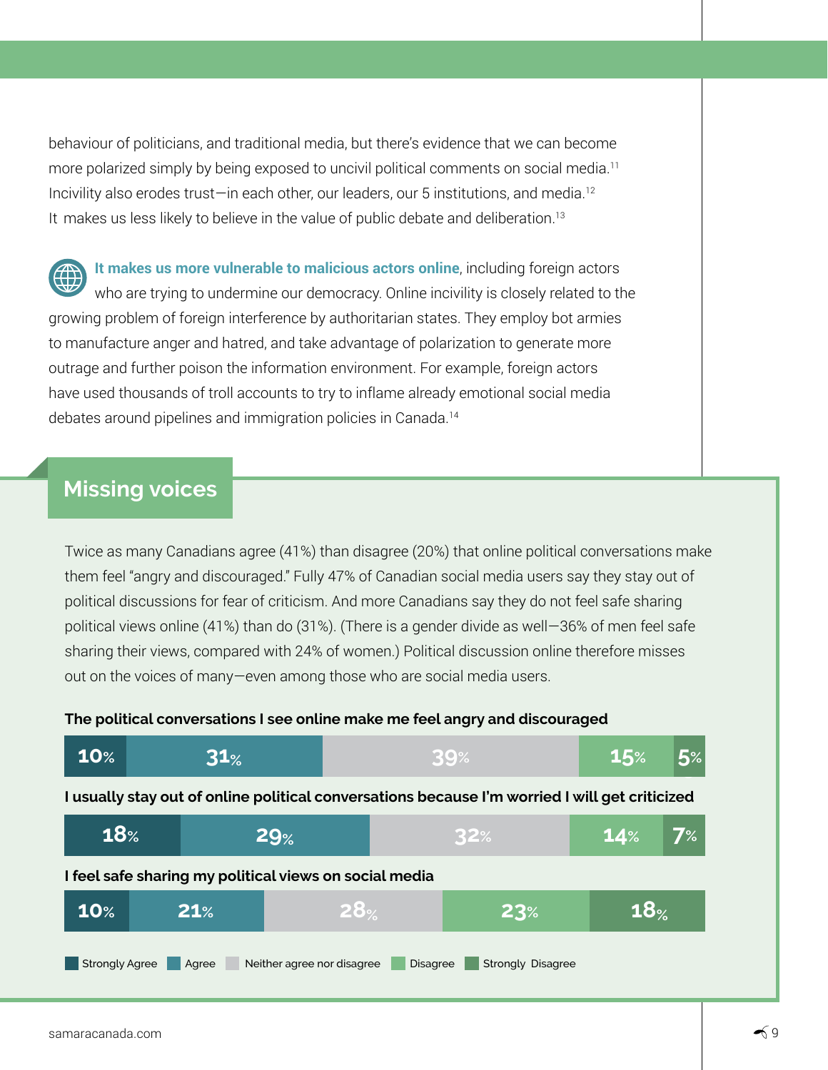behaviour of politicians, and traditional media, but there's evidence that we can become more polarized simply by being exposed to uncivil political comments on social media.[11] Incivility also erodes trust—in each other, our leaders, our 5 institutions, and media.[12] It makes us less likely to believe in the value of public debate and deliberation.[13]

**It makes us more vulnerable to malicious actors online**, including foreign actors who are trying to undermine our democracy. Online incivility is closely related to the growing problem of foreign interference by authoritarian states. They employ bot armies to manufacture anger and hatred, and take advantage of polarization to generate more outrage and further poison the information environment. For example, foreign actors have used thousands of troll accounts to try to inflame already emotional social media debates around pipelines and immigration policies in Canada.[14]

## Missing voices

Twice as many Canadians agree (41%) than disagree (20%) that online political conversations make them feel "angry and discouraged." Fully 47% of Canadian social media users say they stay out of political discussions for fear of criticism. And more Canadians say they do not feel safe sharing political views online (41%) than do (31%). (There is a gender divide as well—36% of men feel safe sharing their views, compared with 24% of women.) Political discussion online therefore misses out on the voices of many—even among those who are social media users.

| Statement | Strongly Agree | Agree | Neither agree nor disagree | Disagree | Strongly Disagree |
|---|---|---|---|---|---|
| The political conversations I see online make me feel angry and discouraged | 10% | 31% | 39% | 15% | 5% |
| I usually stay out of online political conversations because I'm worried I will get criticized | 18% | 29% | 32% | 14% | 7% |
| I feel safe sharing my political views on social media | 10% | 21% | 28% | 23% | 18% |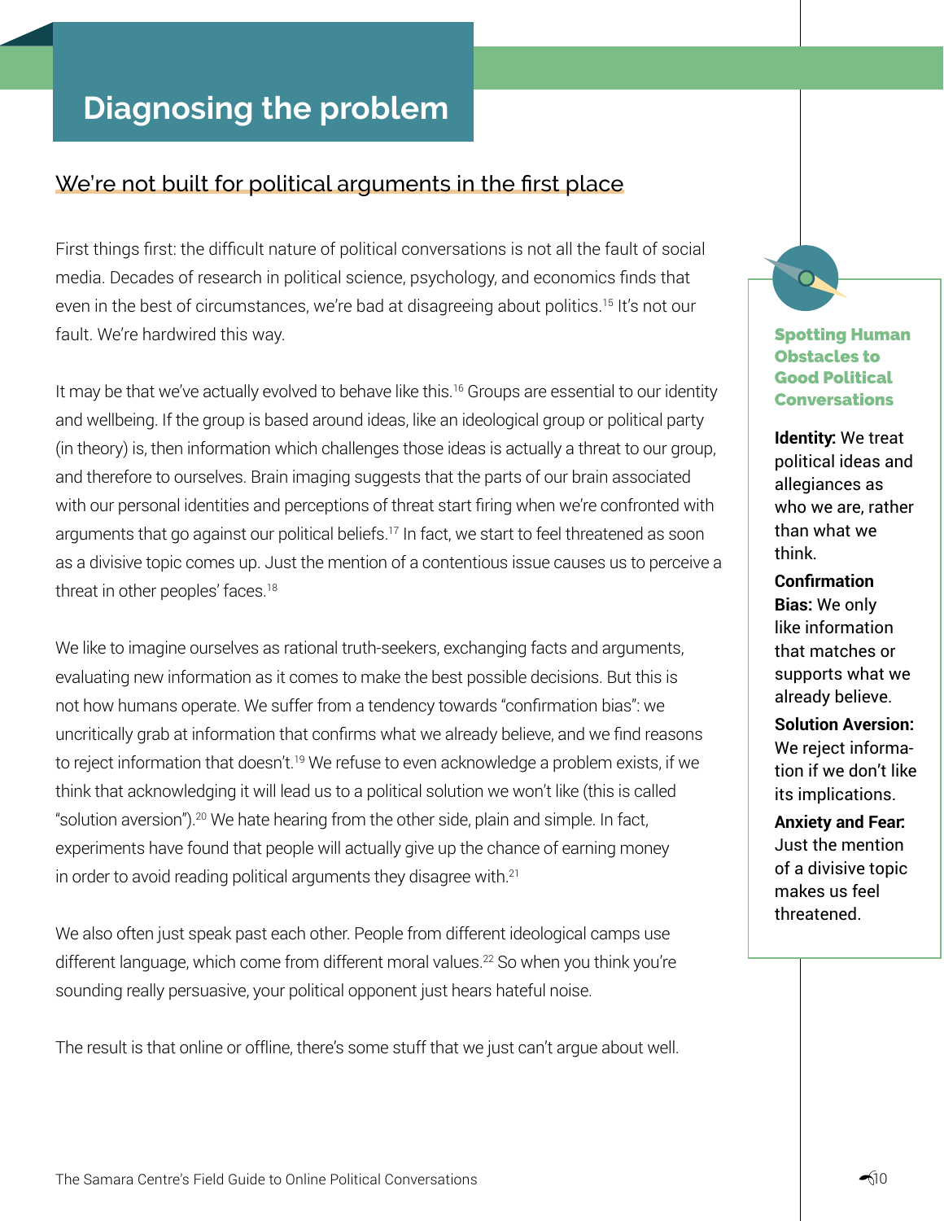# Diagnosing the problem

## We're not built for political arguments in the first place

First things first: the difficult nature of political conversations is not all the fault of social media. Decades of research in political science, psychology, and economics finds that even in the best of circumstances, we're bad at disagreeing about politics.[15] It's not our fault. We're hardwired this way.

It may be that we've actually evolved to behave like this.[16] Groups are essential to our identity and wellbeing. If the group is based around ideas, like an ideological group or political party (in theory) is, then information which challenges those ideas is actually a threat to our group, and therefore to ourselves. Brain imaging suggests that the parts of our brain associated with our personal identities and perceptions of threat start firing when we're confronted with arguments that go against our political beliefs.[17] In fact, we start to feel threatened as soon as a divisive topic comes up. Just the mention of a contentious issue causes us to perceive a threat in other peoples' faces.[18]

We like to imagine ourselves as rational truth-seekers, exchanging facts and arguments, evaluating new information as it comes to make the best possible decisions. But this is not how humans operate. We suffer from a tendency towards "confirmation bias": we uncritically grab at information that confirms what we already believe, and we find reasons to reject information that doesn't.[19] We refuse to even acknowledge a problem exists, if we think that acknowledging it will lead us to a political solution we won't like (this is called "solution aversion").[20] We hate hearing from the other side, plain and simple. In fact, experiments have found that people will actually give up the chance of earning money in order to avoid reading political arguments they disagree with.[21]

We also often just speak past each other. People from different ideological camps use different language, which come from different moral values.[22] So when you think you're sounding really persuasive, your political opponent just hears hateful noise.

The result is that online or offline, there's some stuff that we just can't argue about well.

### Spotting Human Obstacles to Good Political Conversations

**Identity:** We treat political ideas and allegiances as who we are, rather than what we think.

**Confirmation Bias:** We only like information that matches or supports what we already believe.

**Solution Aversion:** We reject information if we don't like its implications.

**Anxiety and Fear:** Just the mention of a divisive topic makes us feel threatened.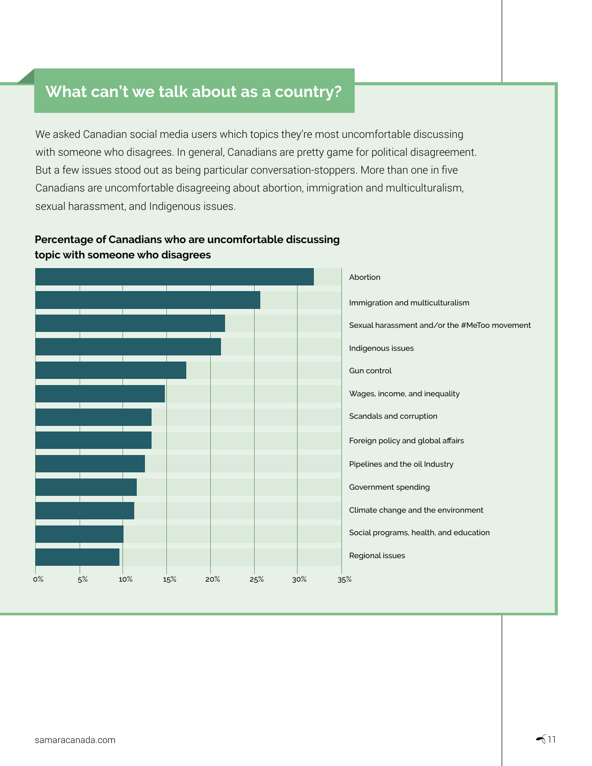## What can't we talk about as a country?

We asked Canadian social media users which topics they're most uncomfortable discussing with someone who disagrees. In general, Canadians are pretty game for political disagreement. But a few issues stood out as being particular conversation-stoppers. More than one in five Canadians are uncomfortable disagreeing about abortion, immigration and multiculturalism, sexual harassment, and Indigenous issues.

**Percentage of Canadians who are uncomfortable discussing topic with someone who disagrees**

- Abortion
- Immigration and multiculturalism
- Sexual harassment and/or the #MeToo movement
- Indigenous issues
- Gun control
- Wages, income, and inequality
- Scandals and corruption
- Foreign policy and global affairs
- Pipelines and the oil Industry
- Government spending
- Climate change and the environment
- Social programs, health, and education
- Regional issues

0% 5% 10% 15% 20% 25% 30% 35%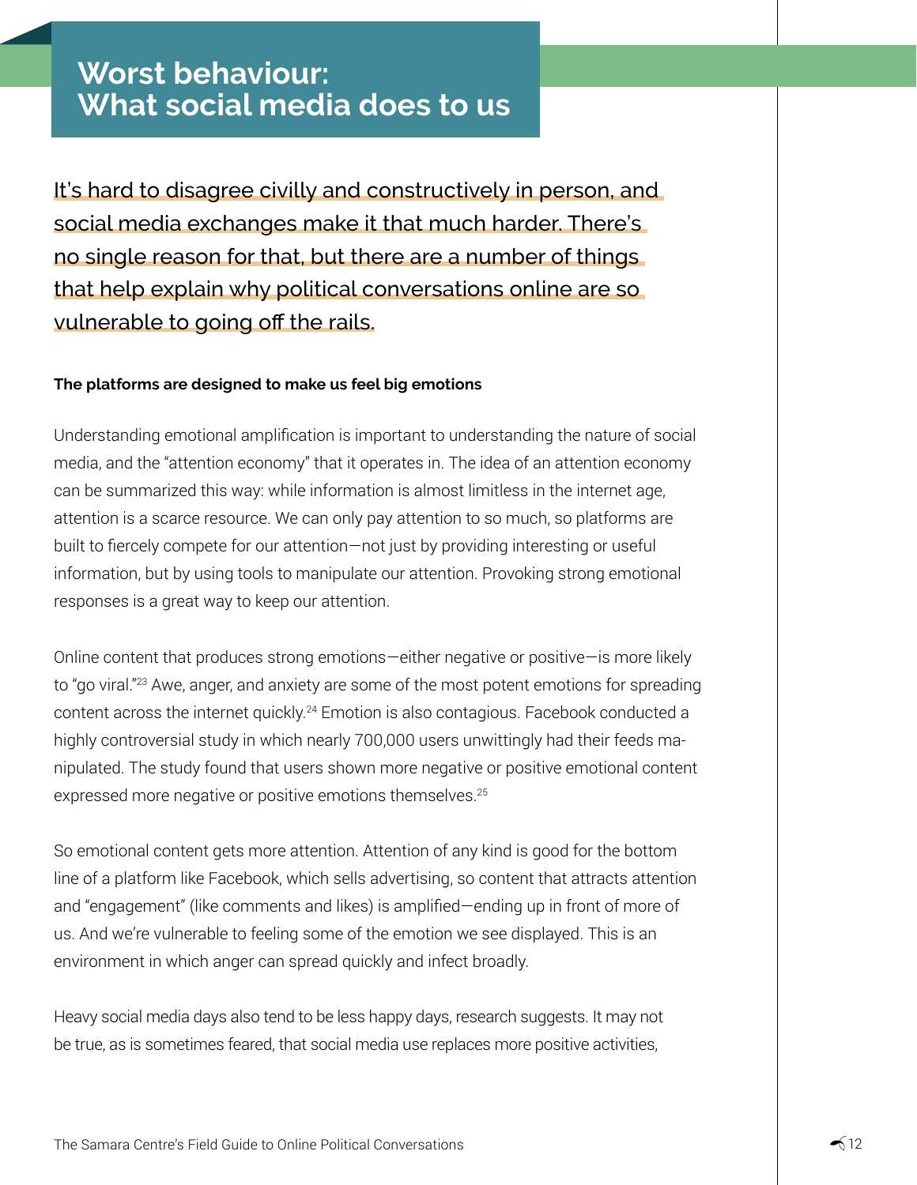# Worst behaviour: What social media does to us

It's hard to disagree civilly and constructively in person, and social media exchanges make it that much harder. There's no single reason for that, but there are a number of things that help explain why political conversations online are so vulnerable to going off the rails.

**The platforms are designed to make us feel big emotions**

Understanding emotional amplification is important to understanding the nature of social media, and the "attention economy" that it operates in. The idea of an attention economy can be summarized this way: while information is almost limitless in the internet age, attention is a scarce resource. We can only pay attention to so much, so platforms are built to fiercely compete for our attention—not just by providing interesting or useful information, but by using tools to manipulate our attention. Provoking strong emotional responses is a great way to keep our attention.

Online content that produces strong emotions—either negative or positive—is more likely to "go viral."[23] Awe, anger, and anxiety are some of the most potent emotions for spreading content across the internet quickly.[24] Emotion is also contagious. Facebook conducted a highly controversial study in which nearly 700,000 users unwittingly had their feeds manipulated. The study found that users shown more negative or positive emotional content expressed more negative or positive emotions themselves.[25]

So emotional content gets more attention. Attention of any kind is good for the bottom line of a platform like Facebook, which sells advertising, so content that attracts attention and "engagement" (like comments and likes) is amplified—ending up in front of more of us. And we're vulnerable to feeling some of the emotion we see displayed. This is an environment in which anger can spread quickly and infect broadly.

Heavy social media days also tend to be less happy days, research suggests. It may not be true, as is sometimes feared, that social media use replaces more positive activities,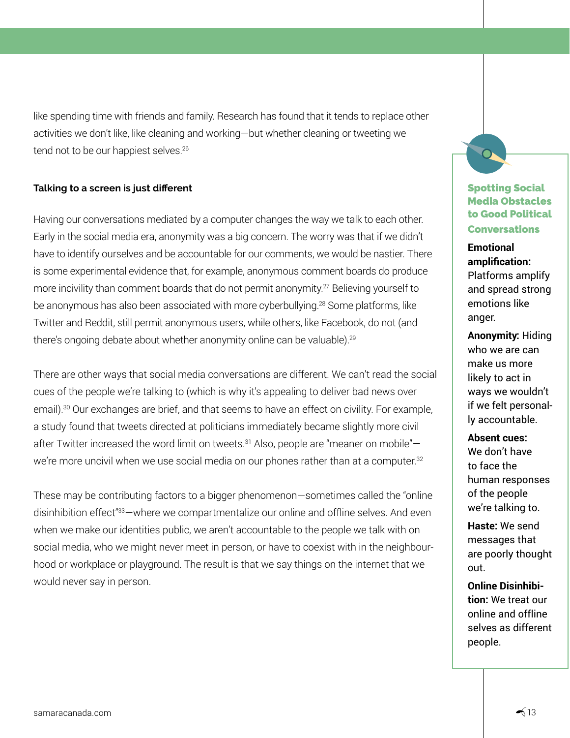like spending time with friends and family. Research has found that it tends to replace other activities we don't like, like cleaning and working—but whether cleaning or tweeting we tend not to be our happiest selves.[26]

**Talking to a screen is just different**

Having our conversations mediated by a computer changes the way we talk to each other. Early in the social media era, anonymity was a big concern. The worry was that if we didn't have to identify ourselves and be accountable for our comments, we would be nastier. There is some experimental evidence that, for example, anonymous comment boards do produce more incivility than comment boards that do not permit anonymity.[27] Believing yourself to be anonymous has also been associated with more cyberbullying.[28] Some platforms, like Twitter and Reddit, still permit anonymous users, while others, like Facebook, do not (and there's ongoing debate about whether anonymity online can be valuable).[29]

There are other ways that social media conversations are different. We can't read the social cues of the people we're talking to (which is why it's appealing to deliver bad news over email).[30] Our exchanges are brief, and that seems to have an effect on civility. For example, a study found that tweets directed at politicians immediately became slightly more civil after Twitter increased the word limit on tweets.[31] Also, people are "meaner on mobile"—we're more uncivil when we use social media on our phones rather than at a computer.[32]

These may be contributing factors to a bigger phenomenon—sometimes called the "online disinhibition effect"[33]—where we compartmentalize our online and offline selves. And even when we make our identities public, we aren't accountable to the people we talk with on social media, who we might never meet in person, or have to coexist with in the neighbourhood or workplace or playground. The result is that we say things on the internet that we would never say in person.

### Spotting Social Media Obstacles to Good Political Conversations

**Emotional amplification:** Platforms amplify and spread strong emotions like anger.

**Anonymity:** Hiding who we are can make us more likely to act in ways we wouldn't if we felt personally accountable.

**Absent cues:** We don't have to face the human responses of the people we're talking to.

**Haste:** We send messages that are poorly thought out.

**Online Disinhibition:** We treat our online and offline selves as different people.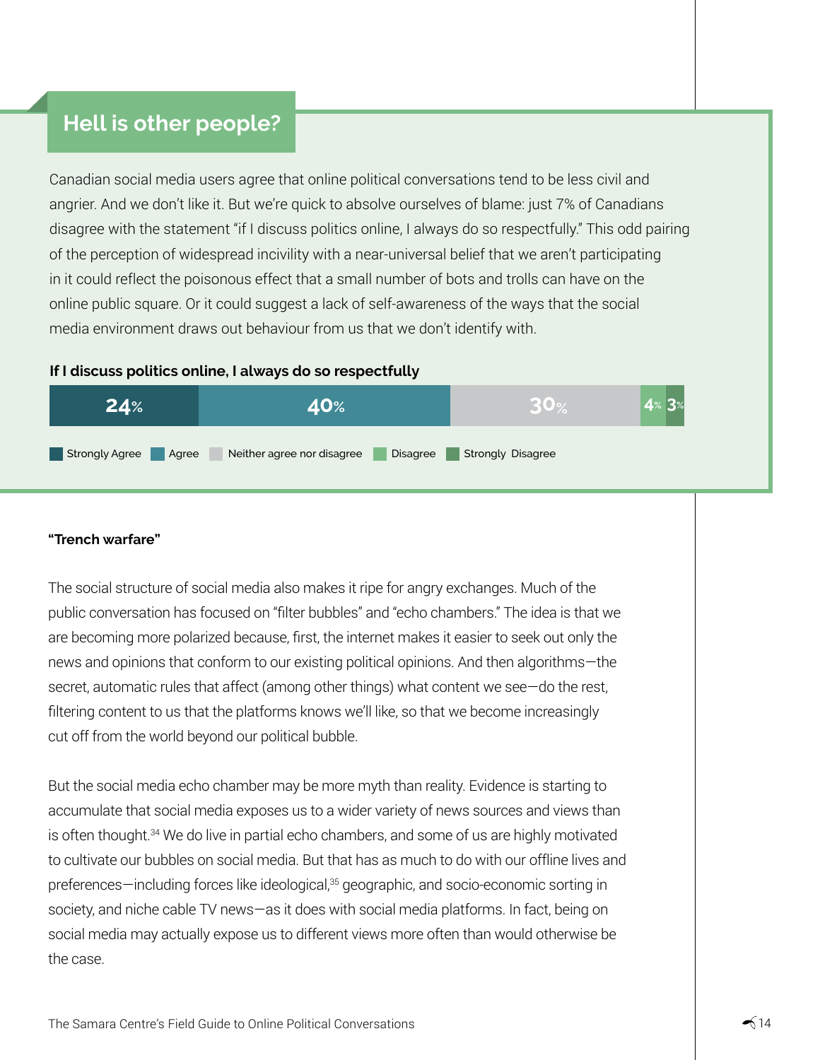## Hell is other people?

Canadian social media users agree that online political conversations tend to be less civil and angrier. And we don't like it. But we're quick to absolve ourselves of blame: just 7% of Canadians disagree with the statement "if I discuss politics online, I always do so respectfully." This odd pairing of the perception of widespread incivility with a near-universal belief that we aren't participating in it could reflect the poisonous effect that a small number of bots and trolls can have on the online public square. Or it could suggest a lack of self-awareness of the ways that the social media environment draws out behaviour from us that we don't identify with.

**If I discuss politics online, I always do so respectfully**

| Strongly Agree | Agree | Neither agree nor disagree | Disagree | Strongly Disagree |
|---|---|---|---|---|
| 24% | 40% | 30% | 4% | 3% |

### "Trench warfare"

The social structure of social media also makes it ripe for angry exchanges. Much of the public conversation has focused on "filter bubbles" and "echo chambers." The idea is that we are becoming more polarized because, first, the internet makes it easier to seek out only the news and opinions that conform to our existing political opinions. And then algorithms—the secret, automatic rules that affect (among other things) what content we see—do the rest, filtering content to us that the platforms knows we'll like, so that we become increasingly cut off from the world beyond our political bubble.

But the social media echo chamber may be more myth than reality. Evidence is starting to accumulate that social media exposes us to a wider variety of news sources and views than is often thought.[34] We do live in partial echo chambers, and some of us are highly motivated to cultivate our bubbles on social media. But that has as much to do with our offline lives and preferences—including forces like ideological,[35] geographic, and socio-economic sorting in society, and niche cable TV news—as it does with social media platforms. In fact, being on social media may actually expose us to different views more often than would otherwise be the case.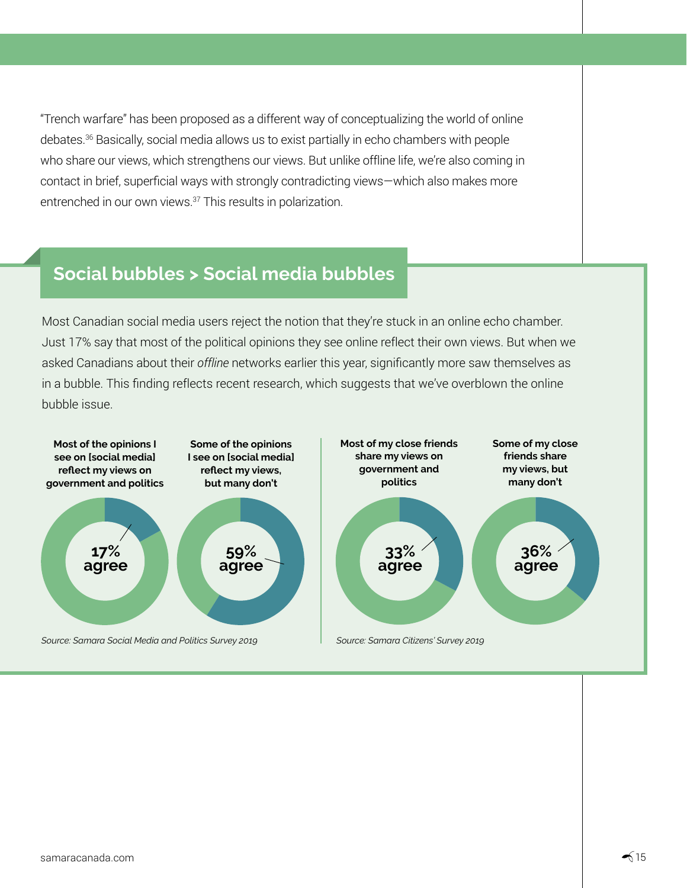"Trench warfare" has been proposed as a different way of conceptualizing the world of online debates.[36] Basically, social media allows us to exist partially in echo chambers with people who share our views, which strengthens our views. But unlike offline life, we're also coming in contact in brief, superficial ways with strongly contradicting views—which also makes more entrenched in our own views.[37] This results in polarization.

## Social bubbles > Social media bubbles

Most Canadian social media users reject the notion that they're stuck in an online echo chamber. Just 17% say that most of the political opinions they see online reflect their own views. But when we asked Canadians about their *offline* networks earlier this year, significantly more saw themselves as in a bubble. This finding reflects recent research, which suggests that we've overblown the online bubble issue.

**Most of the opinions I see on [social media] reflect my views on government and politics**

17% agree

**Some of the opinions I see on [social media] reflect my views, but many don't**

59% agree

*Source: Samara Social Media and Politics Survey 2019*

**Most of my close friends share my views on government and politics**

33% agree

**Some of my close friends share my views, but many don't**

36% agree

*Source: Samara Citizens' Survey 2019*

samaracanada.com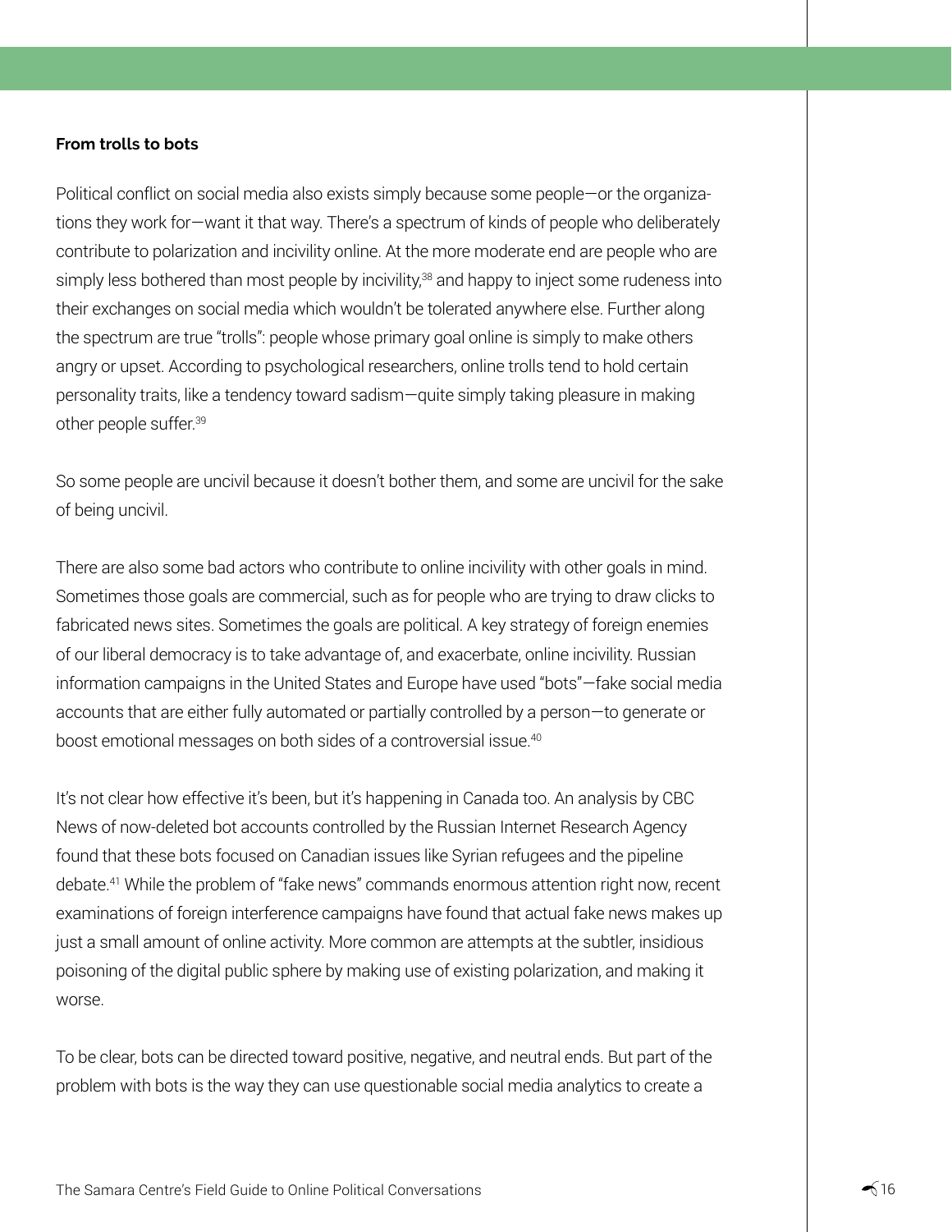### From trolls to bots

Political conflict on social media also exists simply because some people—or the organizations they work for—want it that way. There's a spectrum of kinds of people who deliberately contribute to polarization and incivility online. At the more moderate end are people who are simply less bothered than most people by incivility,[38] and happy to inject some rudeness into their exchanges on social media which wouldn't be tolerated anywhere else. Further along the spectrum are true "trolls": people whose primary goal online is simply to make others angry or upset. According to psychological researchers, online trolls tend to hold certain personality traits, like a tendency toward sadism—quite simply taking pleasure in making other people suffer.[39]

So some people are uncivil because it doesn't bother them, and some are uncivil for the sake of being uncivil.

There are also some bad actors who contribute to online incivility with other goals in mind. Sometimes those goals are commercial, such as for people who are trying to draw clicks to fabricated news sites. Sometimes the goals are political. A key strategy of foreign enemies of our liberal democracy is to take advantage of, and exacerbate, online incivility. Russian information campaigns in the United States and Europe have used "bots"—fake social media accounts that are either fully automated or partially controlled by a person—to generate or boost emotional messages on both sides of a controversial issue.[40]

It's not clear how effective it's been, but it's happening in Canada too. An analysis by CBC News of now-deleted bot accounts controlled by the Russian Internet Research Agency found that these bots focused on Canadian issues like Syrian refugees and the pipeline debate.[41] While the problem of "fake news" commands enormous attention right now, recent examinations of foreign interference campaigns have found that actual fake news makes up just a small amount of online activity. More common are attempts at the subtler, insidious poisoning of the digital public sphere by making use of existing polarization, and making it worse.

To be clear, bots can be directed toward positive, negative, and neutral ends. But part of the problem with bots is the way they can use questionable social media analytics to create a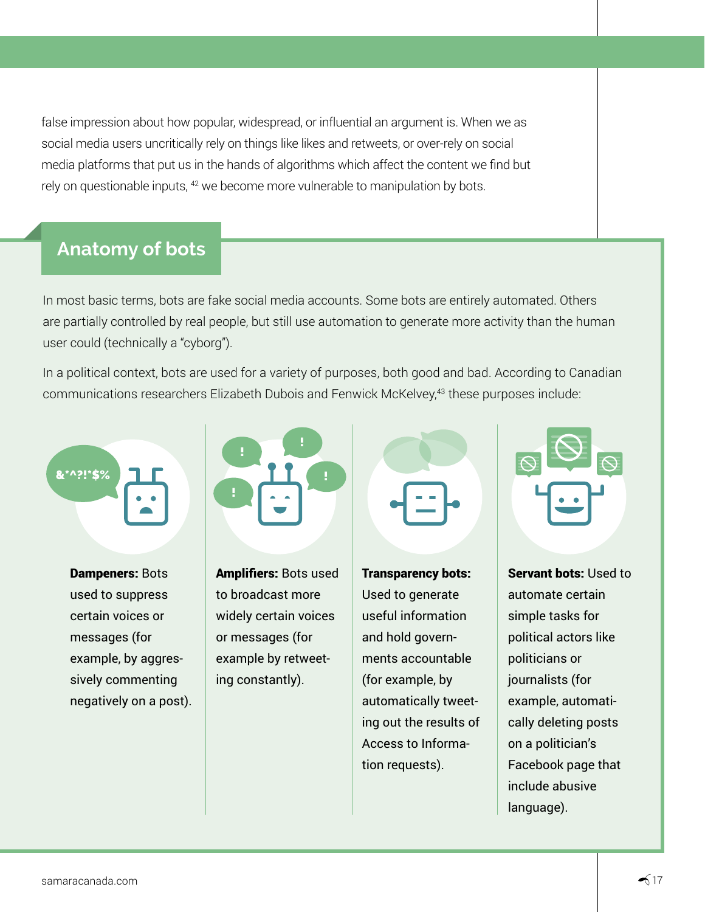false impression about how popular, widespread, or influential an argument is. When we as social media users uncritically rely on things like likes and retweets, or over-rely on social media platforms that put us in the hands of algorithms which affect the content we find but rely on questionable inputs, [42] we become more vulnerable to manipulation by bots.

## Anatomy of bots

In most basic terms, bots are fake social media accounts. Some bots are entirely automated. Others are partially controlled by real people, but still use automation to generate more activity than the human user could (technically a "cyborg").

In a political context, bots are used for a variety of purposes, both good and bad. According to Canadian communications researchers Elizabeth Dubois and Fenwick McKelvey,[43] these purposes include:

**Dampeners:** Bots used to suppress certain voices or messages (for example, by aggressively commenting negatively on a post).

**Amplifiers:** Bots used to broadcast more widely certain voices or messages (for example by retweeting constantly).

**Transparency bots:** Used to generate useful information and hold governments accountable (for example, by automatically tweeting out the results of Access to Information requests).

**Servant bots:** Used to automate certain simple tasks for political actors like politicians or journalists (for example, automatically deleting posts on a politician's Facebook page that include abusive language).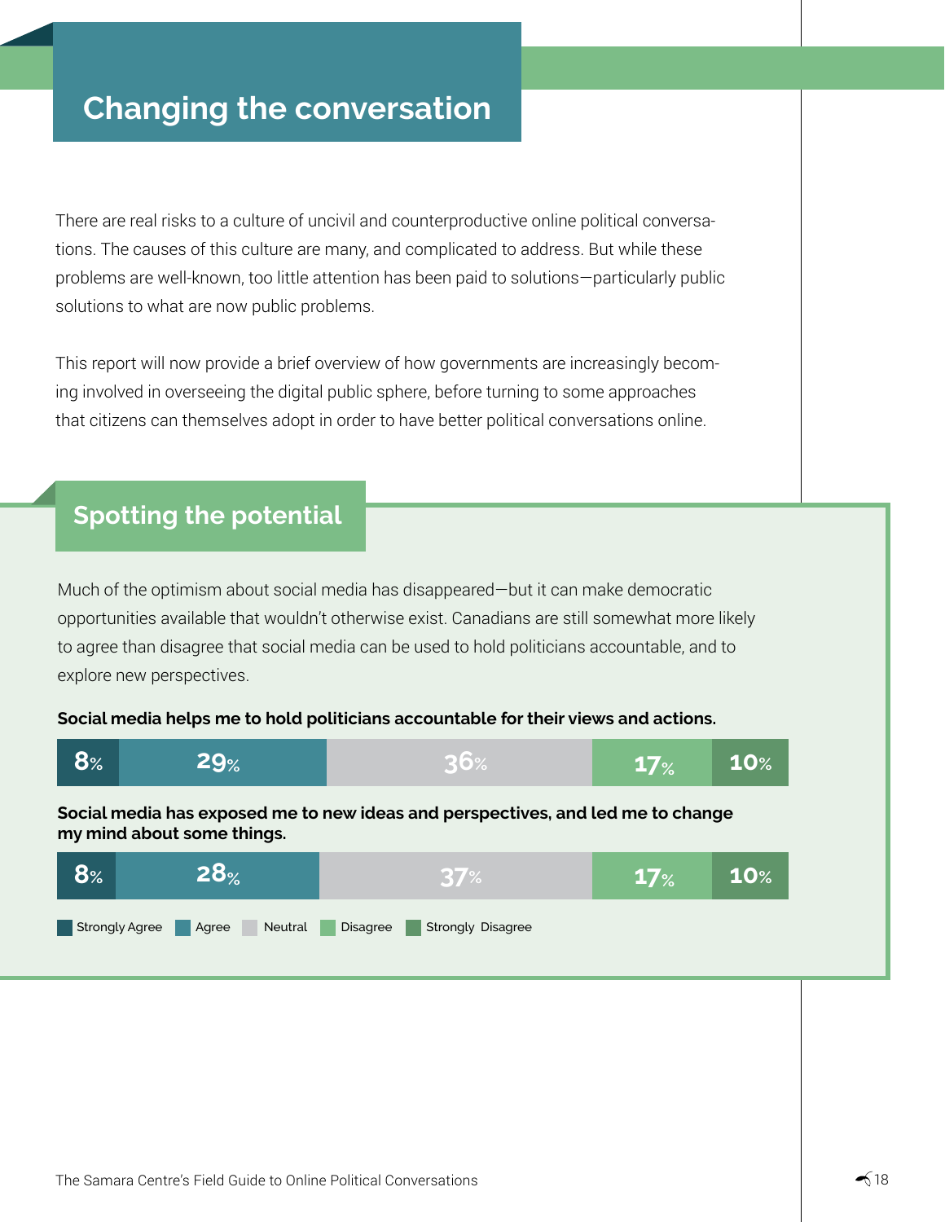# Changing the conversation

There are real risks to a culture of uncivil and counterproductive online political conversations. The causes of this culture are many, and complicated to address. But while these problems are well-known, too little attention has been paid to solutions—particularly public solutions to what are now public problems.

This report will now provide a brief overview of how governments are increasingly becoming involved in overseeing the digital public sphere, before turning to some approaches that citizens can themselves adopt in order to have better political conversations online.

## Spotting the potential

Much of the optimism about social media has disappeared—but it can make democratic opportunities available that wouldn't otherwise exist. Canadians are still somewhat more likely to agree than disagree that social media can be used to hold politicians accountable, and to explore new perspectives.

| Statement | Strongly Agree | Agree | Neutral | Disagree | Strongly Disagree |
|---|---|---|---|---|---|
| **Social media helps me to hold politicians accountable for their views and actions.** | 8% | 29% | 36% | 17% | 10% |
| **Social media has exposed me to new ideas and perspectives, and led me to change my mind about some things.** | 8% | 28% | 37% | 17% | 10% |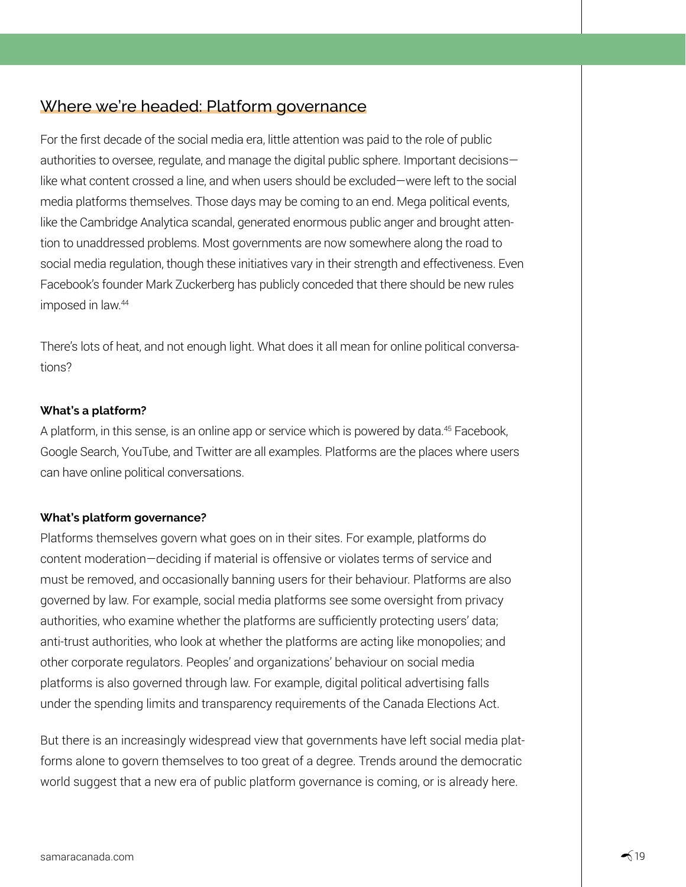## Where we're headed: Platform governance

For the first decade of the social media era, little attention was paid to the role of public authorities to oversee, regulate, and manage the digital public sphere. Important decisions—like what content crossed a line, and when users should be excluded—were left to the social media platforms themselves. Those days may be coming to an end. Mega political events, like the Cambridge Analytica scandal, generated enormous public anger and brought attention to unaddressed problems. Most governments are now somewhere along the road to social media regulation, though these initiatives vary in their strength and effectiveness. Even Facebook's founder Mark Zuckerberg has publicly conceded that there should be new rules imposed in law.[44]

There's lots of heat, and not enough light. What does it all mean for online political conversations?

**What's a platform?**

A platform, in this sense, is an online app or service which is powered by data.[45] Facebook, Google Search, YouTube, and Twitter are all examples. Platforms are the places where users can have online political conversations.

**What's platform governance?**

Platforms themselves govern what goes on in their sites. For example, platforms do content moderation—deciding if material is offensive or violates terms of service and must be removed, and occasionally banning users for their behaviour. Platforms are also governed by law. For example, social media platforms see some oversight from privacy authorities, who examine whether the platforms are sufficiently protecting users' data; anti-trust authorities, who look at whether the platforms are acting like monopolies; and other corporate regulators. Peoples' and organizations' behaviour on social media platforms is also governed through law. For example, digital political advertising falls under the spending limits and transparency requirements of the Canada Elections Act.

But there is an increasingly widespread view that governments have left social media platforms alone to govern themselves to too great of a degree. Trends around the democratic world suggest that a new era of public platform governance is coming, or is already here.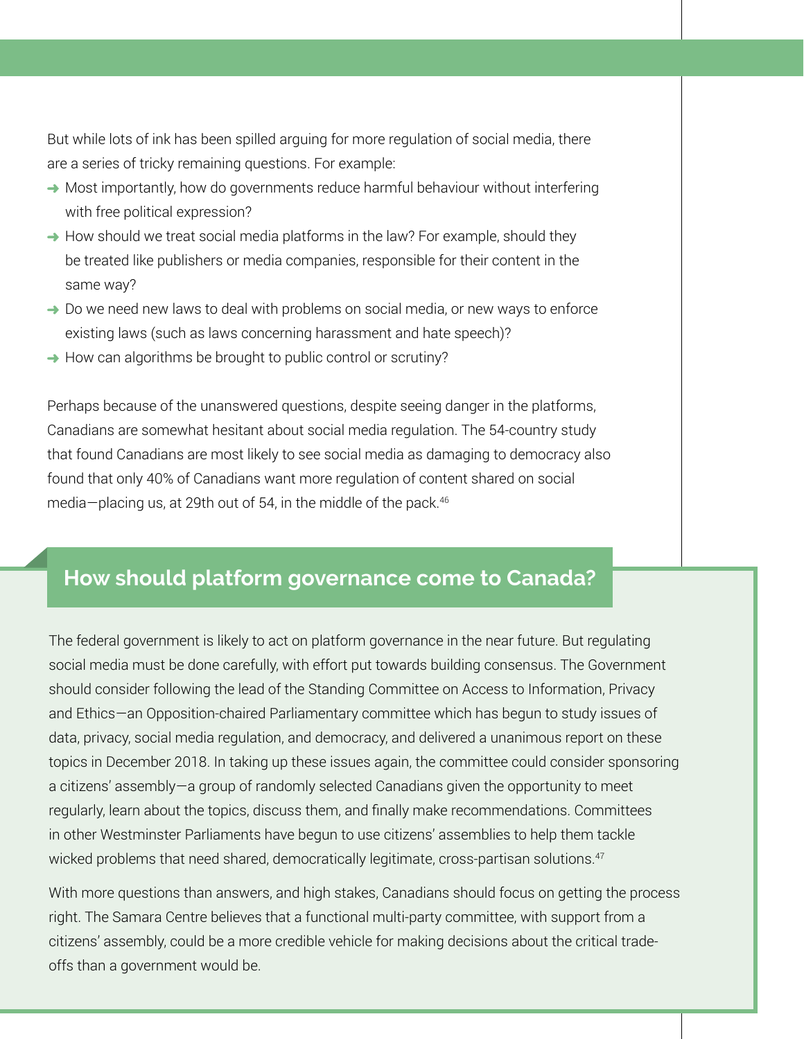But while lots of ink has been spilled arguing for more regulation of social media, there are a series of tricky remaining questions. For example:

- Most importantly, how do governments reduce harmful behaviour without interfering with free political expression?
- How should we treat social media platforms in the law? For example, should they be treated like publishers or media companies, responsible for their content in the same way?
- Do we need new laws to deal with problems on social media, or new ways to enforce existing laws (such as laws concerning harassment and hate speech)?
- How can algorithms be brought to public control or scrutiny?

Perhaps because of the unanswered questions, despite seeing danger in the platforms, Canadians are somewhat hesitant about social media regulation. The 54-country study that found Canadians are most likely to see social media as damaging to democracy also found that only 40% of Canadians want more regulation of content shared on social media—placing us, at 29th out of 54, in the middle of the pack.[46]

## How should platform governance come to Canada?

The federal government is likely to act on platform governance in the near future. But regulating social media must be done carefully, with effort put towards building consensus. The Government should consider following the lead of the Standing Committee on Access to Information, Privacy and Ethics—an Opposition-chaired Parliamentary committee which has begun to study issues of data, privacy, social media regulation, and democracy, and delivered a unanimous report on these topics in December 2018. In taking up these issues again, the committee could consider sponsoring a citizens' assembly—a group of randomly selected Canadians given the opportunity to meet regularly, learn about the topics, discuss them, and finally make recommendations. Committees in other Westminster Parliaments have begun to use citizens' assemblies to help them tackle wicked problems that need shared, democratically legitimate, cross-partisan solutions.[47]

With more questions than answers, and high stakes, Canadians should focus on getting the process right. The Samara Centre believes that a functional multi-party committee, with support from a citizens' assembly, could be a more credible vehicle for making decisions about the critical trade-offs than a government would be.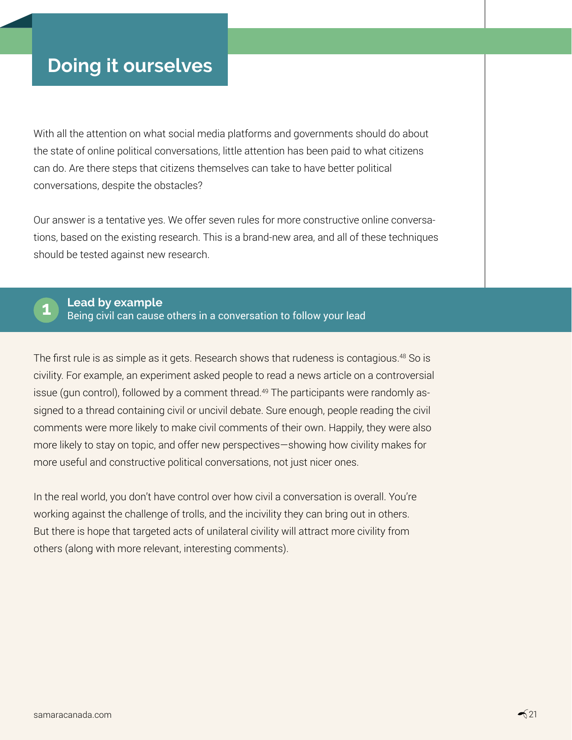# Doing it ourselves

With all the attention on what social media platforms and governments should do about the state of online political conversations, little attention has been paid to what citizens can do. Are there steps that citizens themselves can take to have better political conversations, despite the obstacles?

Our answer is a tentative yes. We offer seven rules for more constructive online conversations, based on the existing research. This is a brand-new area, and all of these techniques should be tested against new research.

## 1 Lead by example

Being civil can cause others in a conversation to follow your lead

The first rule is as simple as it gets. Research shows that rudeness is contagious.[48] So is civility. For example, an experiment asked people to read a news article on a controversial issue (gun control), followed by a comment thread.[49] The participants were randomly assigned to a thread containing civil or uncivil debate. Sure enough, people reading the civil comments were more likely to make civil comments of their own. Happily, they were also more likely to stay on topic, and offer new perspectives—showing how civility makes for more useful and constructive political conversations, not just nicer ones.

In the real world, you don't have control over how civil a conversation is overall. You're working against the challenge of trolls, and the incivility they can bring out in others. But there is hope that targeted acts of unilateral civility will attract more civility from others (along with more relevant, interesting comments).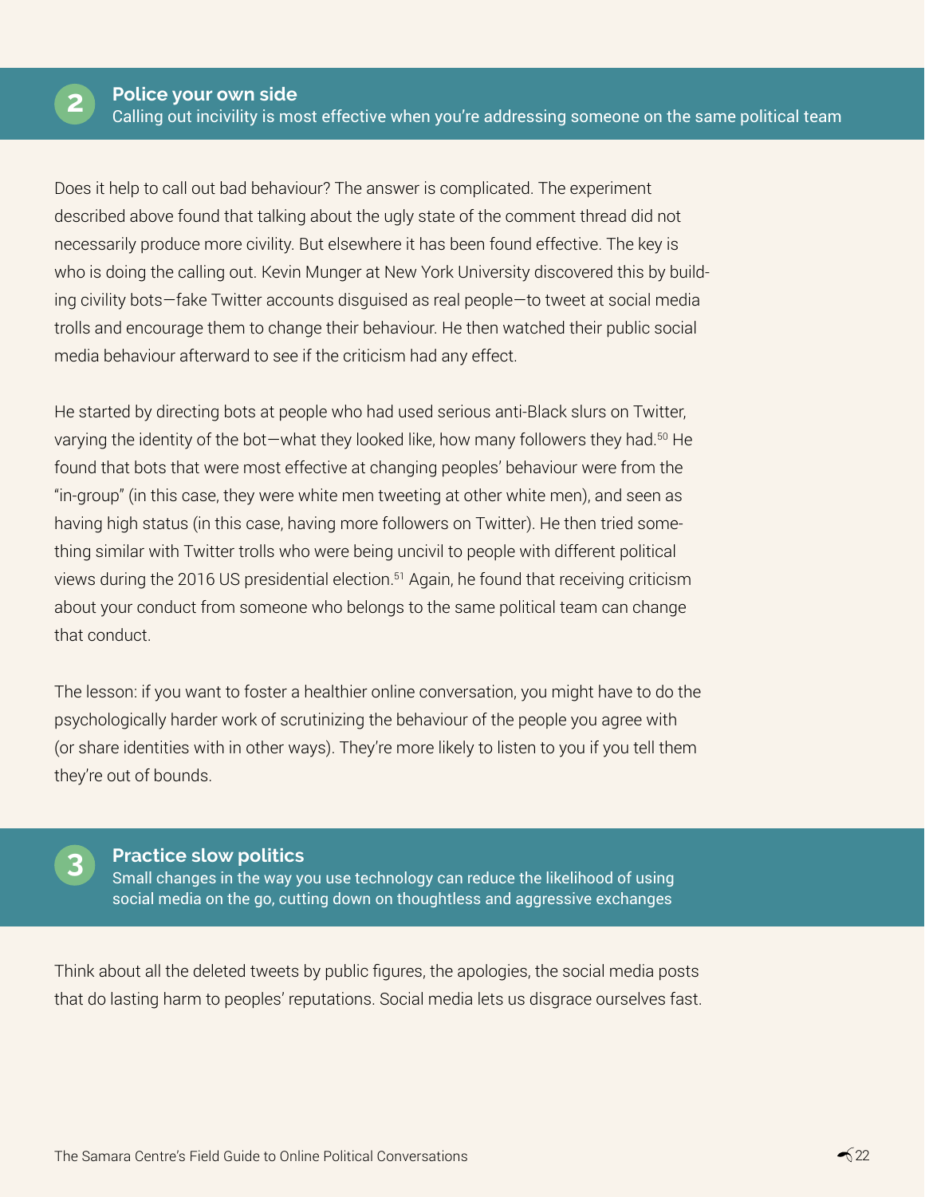## 2 Police your own side

Calling out incivility is most effective when you're addressing someone on the same political team

Does it help to call out bad behaviour? The answer is complicated. The experiment described above found that talking about the ugly state of the comment thread did not necessarily produce more civility. But elsewhere it has been found effective. The key is who is doing the calling out. Kevin Munger at New York University discovered this by building civility bots—fake Twitter accounts disguised as real people—to tweet at social media trolls and encourage them to change their behaviour. He then watched their public social media behaviour afterward to see if the criticism had any effect.

He started by directing bots at people who had used serious anti-Black slurs on Twitter, varying the identity of the bot—what they looked like, how many followers they had.[50] He found that bots that were most effective at changing peoples' behaviour were from the "in-group" (in this case, they were white men tweeting at other white men), and seen as having high status (in this case, having more followers on Twitter). He then tried something similar with Twitter trolls who were being uncivil to people with different political views during the 2016 US presidential election.[51] Again, he found that receiving criticism about your conduct from someone who belongs to the same political team can change that conduct.

The lesson: if you want to foster a healthier online conversation, you might have to do the psychologically harder work of scrutinizing the behaviour of the people you agree with (or share identities with in other ways). They're more likely to listen to you if you tell them they're out of bounds.

## 3 Practice slow politics

Small changes in the way you use technology can reduce the likelihood of using social media on the go, cutting down on thoughtless and aggressive exchanges

Think about all the deleted tweets by public figures, the apologies, the social media posts that do lasting harm to peoples' reputations. Social media lets us disgrace ourselves fast.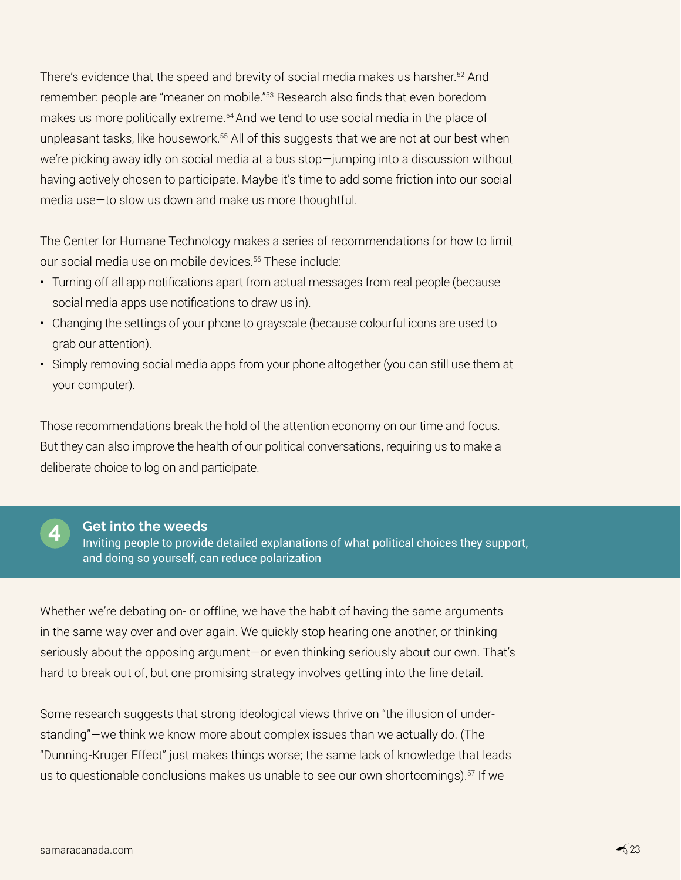There's evidence that the speed and brevity of social media makes us harsher.[52] And remember: people are "meaner on mobile."[53] Research also finds that even boredom makes us more politically extreme.[54] And we tend to use social media in the place of unpleasant tasks, like housework.[55] All of this suggests that we are not at our best when we're picking away idly on social media at a bus stop—jumping into a discussion without having actively chosen to participate. Maybe it's time to add some friction into our social media use—to slow us down and make us more thoughtful.

The Center for Humane Technology makes a series of recommendations for how to limit our social media use on mobile devices.[56] These include:

- Turning off all app notifications apart from actual messages from real people (because social media apps use notifications to draw us in).
- Changing the settings of your phone to grayscale (because colourful icons are used to grab our attention).
- Simply removing social media apps from your phone altogether (you can still use them at your computer).

Those recommendations break the hold of the attention economy on our time and focus. But they can also improve the health of our political conversations, requiring us to make a deliberate choice to log on and participate.

## 4 Get into the weeds

Inviting people to provide detailed explanations of what political choices they support, and doing so yourself, can reduce polarization

Whether we're debating on- or offline, we have the habit of having the same arguments in the same way over and over again. We quickly stop hearing one another, or thinking seriously about the opposing argument—or even thinking seriously about our own. That's hard to break out of, but one promising strategy involves getting into the fine detail.

Some research suggests that strong ideological views thrive on "the illusion of understanding"—we think we know more about complex issues than we actually do. (The "Dunning-Kruger Effect" just makes things worse; the same lack of knowledge that leads us to questionable conclusions makes us unable to see our own shortcomings).[57] If we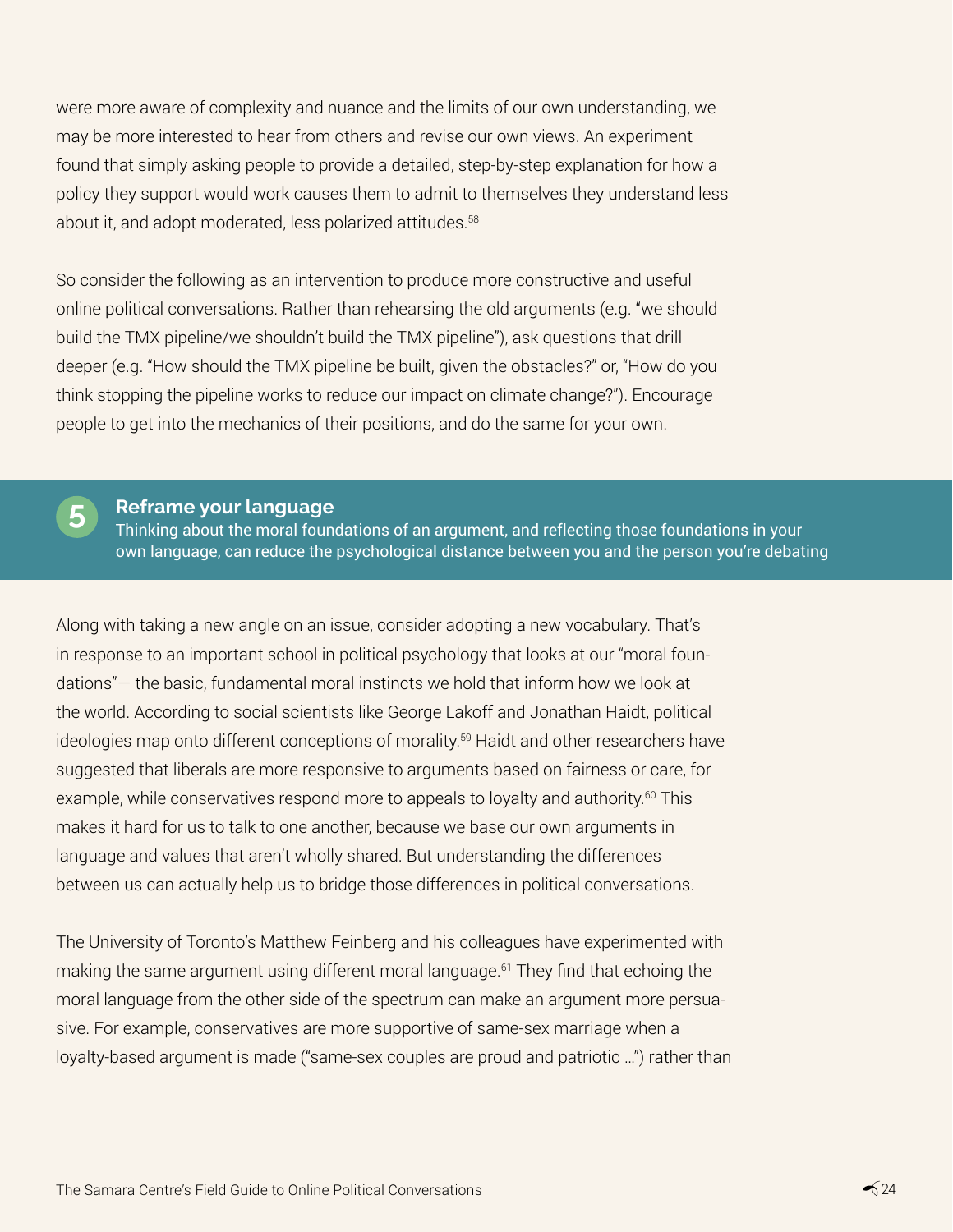were more aware of complexity and nuance and the limits of our own understanding, we may be more interested to hear from others and revise our own views. An experiment found that simply asking people to provide a detailed, step-by-step explanation for how a policy they support would work causes them to admit to themselves they understand less about it, and adopt moderated, less polarized attitudes.[58]

So consider the following as an intervention to produce more constructive and useful online political conversations. Rather than rehearsing the old arguments (e.g. "we should build the TMX pipeline/we shouldn't build the TMX pipeline"), ask questions that drill deeper (e.g. "How should the TMX pipeline be built, given the obstacles?" or, "How do you think stopping the pipeline works to reduce our impact on climate change?"). Encourage people to get into the mechanics of their positions, and do the same for your own.

## 5 Reframe your language

Thinking about the moral foundations of an argument, and reflecting those foundations in your own language, can reduce the psychological distance between you and the person you're debating

Along with taking a new angle on an issue, consider adopting a new vocabulary. That's in response to an important school in political psychology that looks at our "moral foundations"— the basic, fundamental moral instincts we hold that inform how we look at the world. According to social scientists like George Lakoff and Jonathan Haidt, political ideologies map onto different conceptions of morality.[59] Haidt and other researchers have suggested that liberals are more responsive to arguments based on fairness or care, for example, while conservatives respond more to appeals to loyalty and authority.[60] This makes it hard for us to talk to one another, because we base our own arguments in language and values that aren't wholly shared. But understanding the differences between us can actually help us to bridge those differences in political conversations.

The University of Toronto's Matthew Feinberg and his colleagues have experimented with making the same argument using different moral language.[61] They find that echoing the moral language from the other side of the spectrum can make an argument more persuasive. For example, conservatives are more supportive of same-sex marriage when a loyalty-based argument is made ("same-sex couples are proud and patriotic …") rather than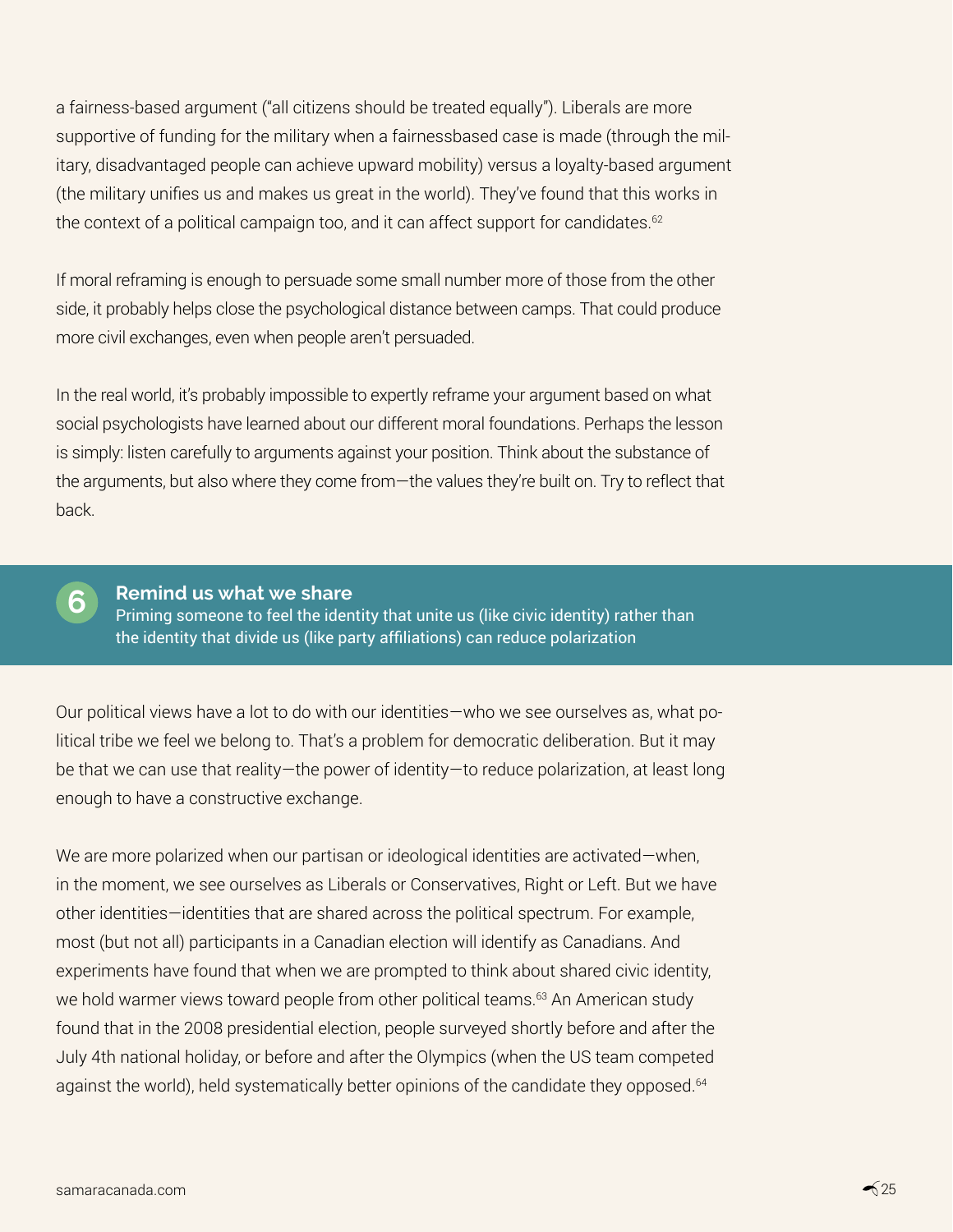a fairness-based argument ("all citizens should be treated equally"). Liberals are more supportive of funding for the military when a fairnessbased case is made (through the military, disadvantaged people can achieve upward mobility) versus a loyalty-based argument (the military unifies us and makes us great in the world). They've found that this works in the context of a political campaign too, and it can affect support for candidates.[62]

If moral reframing is enough to persuade some small number more of those from the other side, it probably helps close the psychological distance between camps. That could produce more civil exchanges, even when people aren't persuaded.

In the real world, it's probably impossible to expertly reframe your argument based on what social psychologists have learned about our different moral foundations. Perhaps the lesson is simply: listen carefully to arguments against your position. Think about the substance of the arguments, but also where they come from—the values they're built on. Try to reflect that back.

## 6 Remind us what we share

Priming someone to feel the identity that unite us (like civic identity) rather than the identity that divide us (like party affiliations) can reduce polarization

Our political views have a lot to do with our identities—who we see ourselves as, what political tribe we feel we belong to. That's a problem for democratic deliberation. But it may be that we can use that reality—the power of identity—to reduce polarization, at least long enough to have a constructive exchange.

We are more polarized when our partisan or ideological identities are activated—when, in the moment, we see ourselves as Liberals or Conservatives, Right or Left. But we have other identities—identities that are shared across the political spectrum. For example, most (but not all) participants in a Canadian election will identify as Canadians. And experiments have found that when we are prompted to think about shared civic identity, we hold warmer views toward people from other political teams.[63] An American study found that in the 2008 presidential election, people surveyed shortly before and after the July 4th national holiday, or before and after the Olympics (when the US team competed against the world), held systematically better opinions of the candidate they opposed.[64]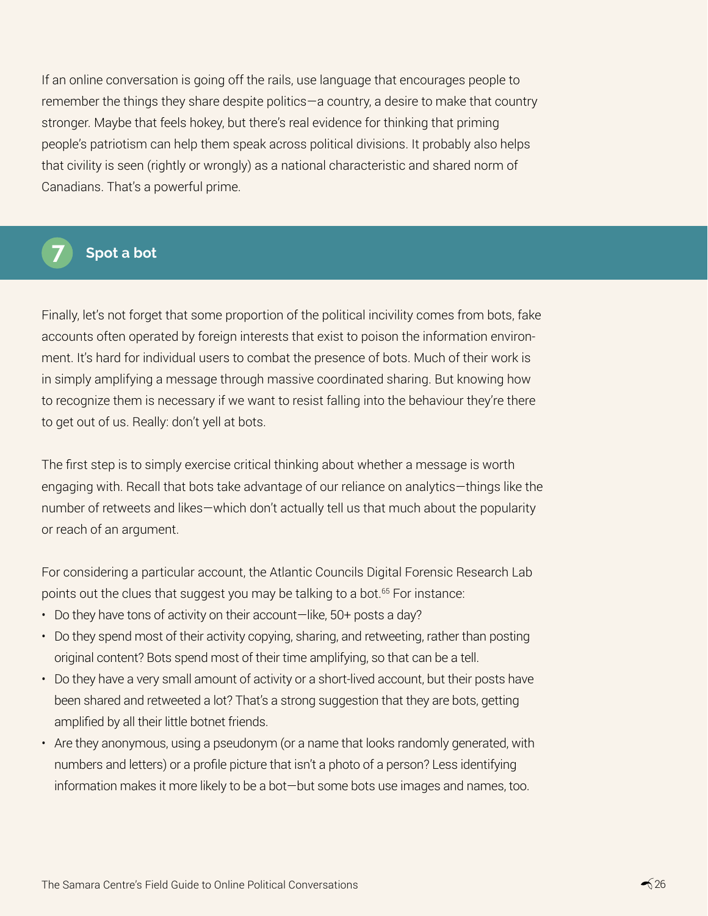If an online conversation is going off the rails, use language that encourages people to remember the things they share despite politics—a country, a desire to make that country stronger. Maybe that feels hokey, but there's real evidence for thinking that priming people's patriotism can help them speak across political divisions. It probably also helps that civility is seen (rightly or wrongly) as a national characteristic and shared norm of Canadians. That's a powerful prime.

## 7 Spot a bot

Finally, let's not forget that some proportion of the political incivility comes from bots, fake accounts often operated by foreign interests that exist to poison the information environment. It's hard for individual users to combat the presence of bots. Much of their work is in simply amplifying a message through massive coordinated sharing. But knowing how to recognize them is necessary if we want to resist falling into the behaviour they're there to get out of us. Really: don't yell at bots.

The first step is to simply exercise critical thinking about whether a message is worth engaging with. Recall that bots take advantage of our reliance on analytics—things like the number of retweets and likes—which don't actually tell us that much about the popularity or reach of an argument.

For considering a particular account, the Atlantic Councils Digital Forensic Research Lab points out the clues that suggest you may be talking to a bot.[65] For instance:

- Do they have tons of activity on their account—like, 50+ posts a day?
- Do they spend most of their activity copying, sharing, and retweeting, rather than posting original content? Bots spend most of their time amplifying, so that can be a tell.
- Do they have a very small amount of activity or a short-lived account, but their posts have been shared and retweeted a lot? That's a strong suggestion that they are bots, getting amplified by all their little botnet friends.
- Are they anonymous, using a pseudonym (or a name that looks randomly generated, with numbers and letters) or a profile picture that isn't a photo of a person? Less identifying information makes it more likely to be a bot—but some bots use images and names, too.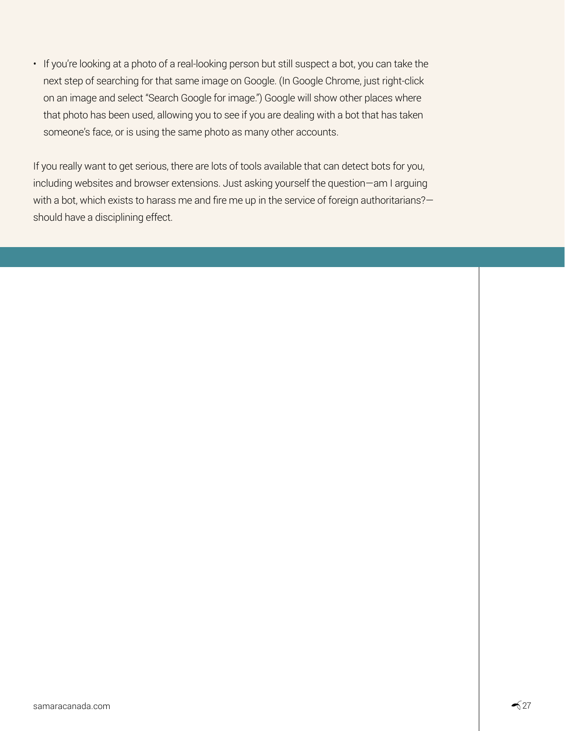- If you're looking at a photo of a real-looking person but still suspect a bot, you can take the next step of searching for that same image on Google. (In Google Chrome, just right-click on an image and select "Search Google for image.") Google will show other places where that photo has been used, allowing you to see if you are dealing with a bot that has taken someone's face, or is using the same photo as many other accounts.

If you really want to get serious, there are lots of tools available that can detect bots for you, including websites and browser extensions. Just asking yourself the question—am I arguing with a bot, which exists to harass me and fire me up in the service of foreign authoritarians?—should have a disciplining effect.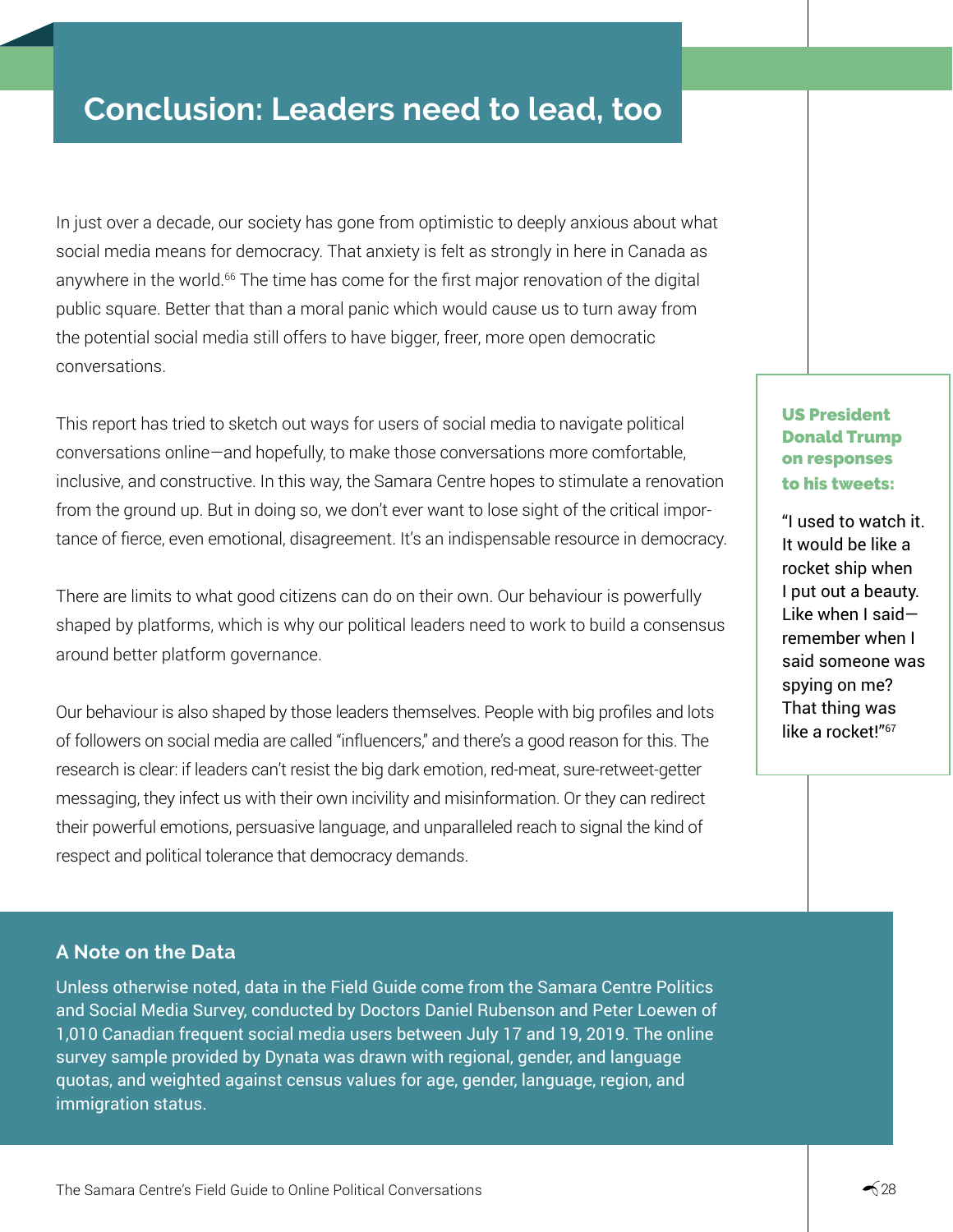# Conclusion: Leaders need to lead, too

In just over a decade, our society has gone from optimistic to deeply anxious about what social media means for democracy. That anxiety is felt as strongly in here in Canada as anywhere in the world.[66] The time has come for the first major renovation of the digital public square. Better that than a moral panic which would cause us to turn away from the potential social media still offers to have bigger, freer, more open democratic conversations.

This report has tried to sketch out ways for users of social media to navigate political conversations online—and hopefully, to make those conversations more comfortable, inclusive, and constructive. In this way, the Samara Centre hopes to stimulate a renovation from the ground up. But in doing so, we don't ever want to lose sight of the critical importance of fierce, even emotional, disagreement. It's an indispensable resource in democracy.

There are limits to what good citizens can do on their own. Our behaviour is powerfully shaped by platforms, which is why our political leaders need to work to build a consensus around better platform governance.

Our behaviour is also shaped by those leaders themselves. People with big profiles and lots of followers on social media are called "influencers," and there's a good reason for this. The research is clear: if leaders can't resist the big dark emotion, red-meat, sure-retweet-getter messaging, they infect us with their own incivility and misinformation. Or they can redirect their powerful emotions, persuasive language, and unparalleled reach to signal the kind of respect and political tolerance that democracy demands.

**US President Donald Trump on responses to his tweets:**

"I used to watch it. It would be like a rocket ship when I put out a beauty. Like when I said—remember when I said someone was spying on me? That thing was like a rocket!"[67]

### A Note on the Data

Unless otherwise noted, data in the Field Guide come from the Samara Centre Politics and Social Media Survey, conducted by Doctors Daniel Rubenson and Peter Loewen of 1,010 Canadian frequent social media users between July 17 and 19, 2019. The online survey sample provided by Dynata was drawn with regional, gender, and language quotas, and weighted against census values for age, gender, language, region, and immigration status.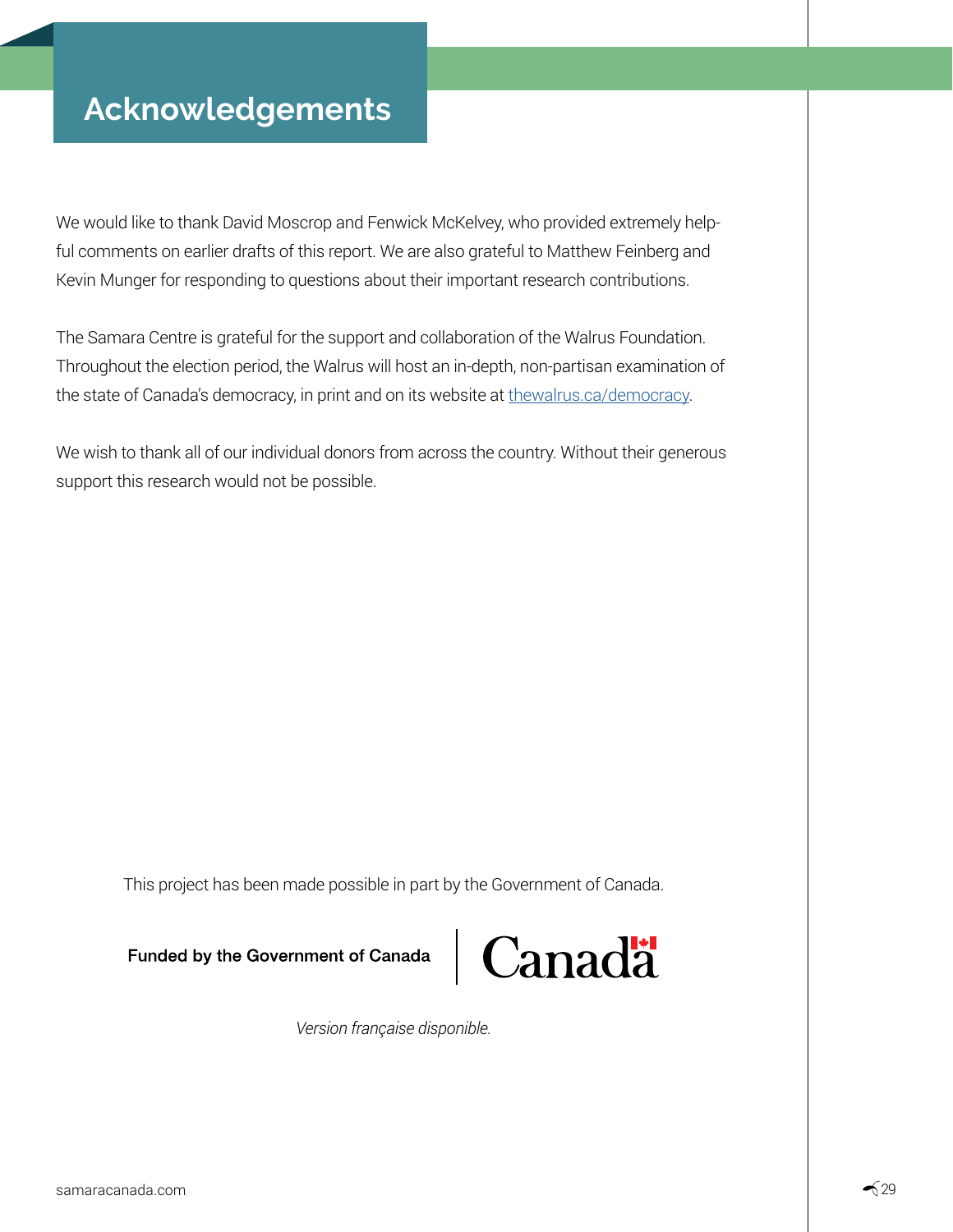# Acknowledgements

We would like to thank David Moscrop and Fenwick McKelvey, who provided extremely helpful comments on earlier drafts of this report. We are also grateful to Matthew Feinberg and Kevin Munger for responding to questions about their important research contributions.

The Samara Centre is grateful for the support and collaboration of the Walrus Foundation. Throughout the election period, the Walrus will host an in-depth, non-partisan examination of the state of Canada's democracy, in print and on its website at thewalrus.ca/democracy.

We wish to thank all of our individual donors from across the country. Without their generous support this research would not be possible.

This project has been made possible in part by the Government of Canada.

**Funded by the Government of Canada** | Canada

*Version française disponible.*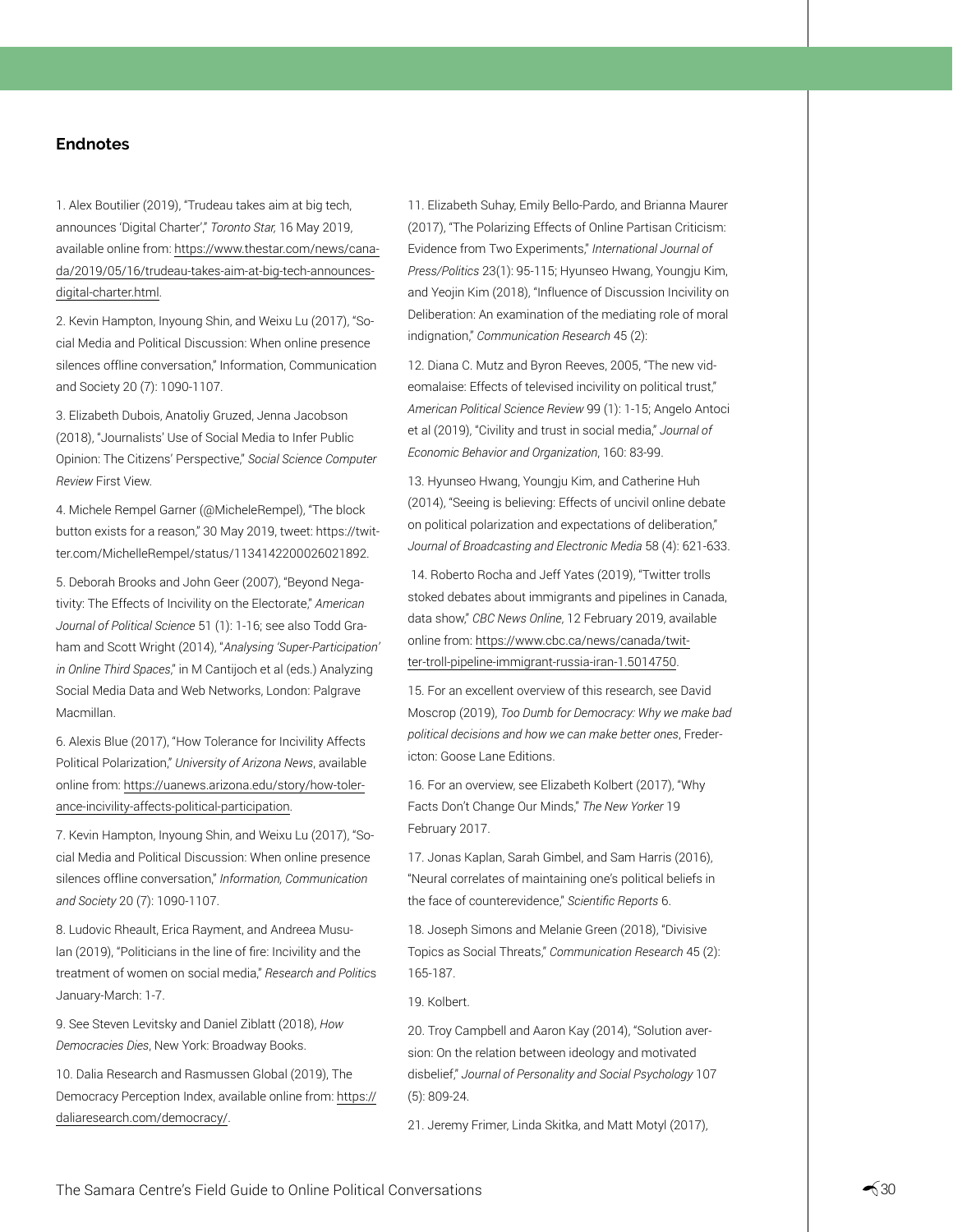## Endnotes

1. Alex Boutilier (2019), "Trudeau takes aim at big tech, announces 'Digital Charter'," *Toronto Star,* 16 May 2019, available online from: https://www.thestar.com/news/canada/2019/05/16/trudeau-takes-aim-at-big-tech-announces-digital-charter.html.

2. Kevin Hampton, Inyoung Shin, and Weixu Lu (2017), "Social Media and Political Discussion: When online presence silences offline conversation," Information, Communication and Society 20 (7): 1090-1107.

3. Elizabeth Dubois, Anatoliy Gruzed, Jenna Jacobson (2018), "Journalists' Use of Social Media to Infer Public Opinion: The Citizens' Perspective," *Social Science Computer Review* First View.

4. Michele Rempel Garner (@MicheleRempel), "The block button exists for a reason," 30 May 2019, tweet: https://twitter.com/MichelleRempel/status/1134142200026021892.

5. Deborah Brooks and John Geer (2007), "Beyond Negativity: The Effects of Incivility on the Electorate," *American Journal of Political Science* 51 (1): 1-16; see also Todd Graham and Scott Wright (2014), "*Analysing 'Super-Participation' in Online Third Spaces*," in M Cantijoch et al (eds.) Analyzing Social Media Data and Web Networks, London: Palgrave Macmillan.

6. Alexis Blue (2017), "How Tolerance for Incivility Affects Political Polarization," *University of Arizona News*, available online from: https://uanews.arizona.edu/story/how-tolerance-incivility-affects-political-participation.

7. Kevin Hampton, Inyoung Shin, and Weixu Lu (2017), "Social Media and Political Discussion: When online presence silences offline conversation," *Information, Communication and Society* 20 (7): 1090-1107.

8. Ludovic Rheault, Erica Rayment, and Andreea Musulan (2019), "Politicians in the line of fire: Incivility and the treatment of women on social media," *Research and Politics* January-March: 1-7.

9. See Steven Levitsky and Daniel Ziblatt (2018), *How Democracies Dies*, New York: Broadway Books.

10. Dalia Research and Rasmussen Global (2019), The Democracy Perception Index, available online from: https://daliaresearch.com/democracy/.

11. Elizabeth Suhay, Emily Bello-Pardo, and Brianna Maurer (2017), "The Polarizing Effects of Online Partisan Criticism: Evidence from Two Experiments," *International Journal of Press/Politics* 23(1): 95-115; Hyunseo Hwang, Youngju Kim, and Yeojin Kim (2018), "Influence of Discussion Incivility on Deliberation: An examination of the mediating role of moral indignation," *Communication Research* 45 (2):

12. Diana C. Mutz and Byron Reeves, 2005, "The new videomalaise: Effects of televised incivility on political trust," *American Political Science Review* 99 (1): 1-15; Angelo Antoci et al (2019), "Civility and trust in social media," *Journal of Economic Behavior and Organization*, 160: 83-99.

13. Hyunseo Hwang, Youngju Kim, and Catherine Huh (2014), "Seeing is believing: Effects of uncivil online debate on political polarization and expectations of deliberation," *Journal of Broadcasting and Electronic Media* 58 (4): 621-633.

14. Roberto Rocha and Jeff Yates (2019), "Twitter trolls stoked debates about immigrants and pipelines in Canada, data show," *CBC News Online*, 12 February 2019, available online from: https://www.cbc.ca/news/canada/twitter-troll-pipeline-immigrant-russia-iran-1.5014750.

15. For an excellent overview of this research, see David Moscrop (2019), *Too Dumb for Democracy: Why we make bad political decisions and how we can make better ones*, Fredericton: Goose Lane Editions.

16. For an overview, see Elizabeth Kolbert (2017), "Why Facts Don't Change Our Minds," *The New Yorker* 19 February 2017.

17. Jonas Kaplan, Sarah Gimbel, and Sam Harris (2016), "Neural correlates of maintaining one's political beliefs in the face of counterevidence," *Scientific Reports* 6.

18. Joseph Simons and Melanie Green (2018), "Divisive Topics as Social Threats," *Communication Research* 45 (2): 165-187.

19. Kolbert.

20. Troy Campbell and Aaron Kay (2014), "Solution aversion: On the relation between ideology and motivated disbelief," *Journal of Personality and Social Psychology* 107 (5): 809-24.

21. Jeremy Frimer, Linda Skitka, and Matt Motyl (2017),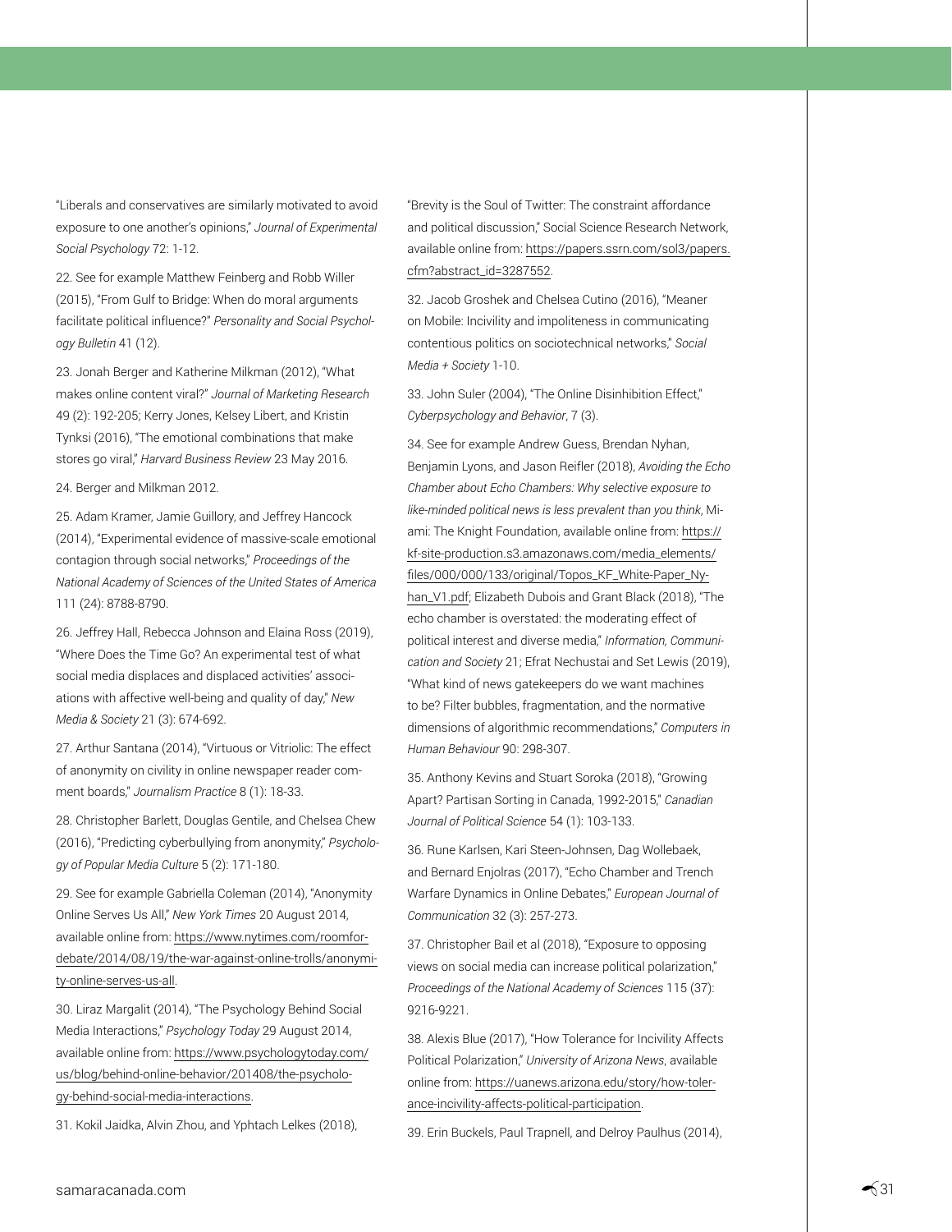"Liberals and conservatives are similarly motivated to avoid exposure to one another's opinions," *Journal of Experimental Social Psychology* 72: 1-12.

22. See for example Matthew Feinberg and Robb Willer (2015), "From Gulf to Bridge: When do moral arguments facilitate political influence?" *Personality and Social Psychology Bulletin* 41 (12).

23. Jonah Berger and Katherine Milkman (2012), "What makes online content viral?" *Journal of Marketing Research* 49 (2): 192-205; Kerry Jones, Kelsey Libert, and Kristin Tynksi (2016), "The emotional combinations that make stores go viral," *Harvard Business Review* 23 May 2016.

24. Berger and Milkman 2012.

25. Adam Kramer, Jamie Guillory, and Jeffrey Hancock (2014), "Experimental evidence of massive-scale emotional contagion through social networks," *Proceedings of the National Academy of Sciences of the United States of America* 111 (24): 8788-8790.

26. Jeffrey Hall, Rebecca Johnson and Elaina Ross (2019), "Where Does the Time Go? An experimental test of what social media displaces and displaced activities' associations with affective well-being and quality of day," *New Media & Society* 21 (3): 674-692.

27. Arthur Santana (2014), "Virtuous or Vitriolic: The effect of anonymity on civility in online newspaper reader comment boards," *Journalism Practice* 8 (1): 18-33.

28. Christopher Barlett, Douglas Gentile, and Chelsea Chew (2016), "Predicting cyberbullying from anonymity," *Psychology of Popular Media Culture* 5 (2): 171-180.

29. See for example Gabriella Coleman (2014), "Anonymity Online Serves Us All," *New York Times* 20 August 2014, available online from: https://www.nytimes.com/roomfordebate/2014/08/19/the-war-against-online-trolls/anonymity-online-serves-us-all.

30. Liraz Margalit (2014), "The Psychology Behind Social Media Interactions," *Psychology Today* 29 August 2014, available online from: https://www.psychologytoday.com/us/blog/behind-online-behavior/201408/the-psychology-behind-social-media-interactions.

31. Kokil Jaidka, Alvin Zhou, and Yphtach Lelkes (2018), "Brevity is the Soul of Twitter: The constraint affordance and political discussion," Social Science Research Network, available online from: https://papers.ssrn.com/sol3/papers.cfm?abstract_id=3287552.

32. Jacob Groshek and Chelsea Cutino (2016), "Meaner on Mobile: Incivility and impoliteness in communicating contentious politics on sociotechnical networks," *Social Media + Society* 1-10.

33. John Suler (2004), "The Online Disinhibition Effect," *Cyberpsychology and Behavior*, 7 (3).

34. See for example Andrew Guess, Brendan Nyhan, Benjamin Lyons, and Jason Reifler (2018), *Avoiding the Echo Chamber about Echo Chambers: Why selective exposure to like-minded political news is less prevalent than you think*, Miami: The Knight Foundation, available online from: https://kf-site-production.s3.amazonaws.com/media_elements/files/000/000/133/original/Topos_KF_White-Paper_Nyhan_V1.pdf; Elizabeth Dubois and Grant Black (2018), "The echo chamber is overstated: the moderating effect of political interest and diverse media," *Information, Communication and Society* 21; Efrat Nechustai and Set Lewis (2019), "What kind of news gatekeepers do we want machines to be? Filter bubbles, fragmentation, and the normative dimensions of algorithmic recommendations," *Computers in Human Behaviour* 90: 298-307.

35. Anthony Kevins and Stuart Soroka (2018), "Growing Apart? Partisan Sorting in Canada, 1992-2015," *Canadian Journal of Political Science* 54 (1): 103-133.

36. Rune Karlsen, Kari Steen-Johnsen, Dag Wollebaek, and Bernard Enjolras (2017), "Echo Chamber and Trench Warfare Dynamics in Online Debates," *European Journal of Communication* 32 (3): 257-273.

37. Christopher Bail et al (2018), "Exposure to opposing views on social media can increase political polarization," *Proceedings of the National Academy of Sciences* 115 (37): 9216-9221.

38. Alexis Blue (2017), "How Tolerance for Incivility Affects Political Polarization," *University of Arizona News*, available online from: https://uanews.arizona.edu/story/how-tolerance-incivility-affects-political-participation.

39. Erin Buckels, Paul Trapnell, and Delroy Paulhus (2014),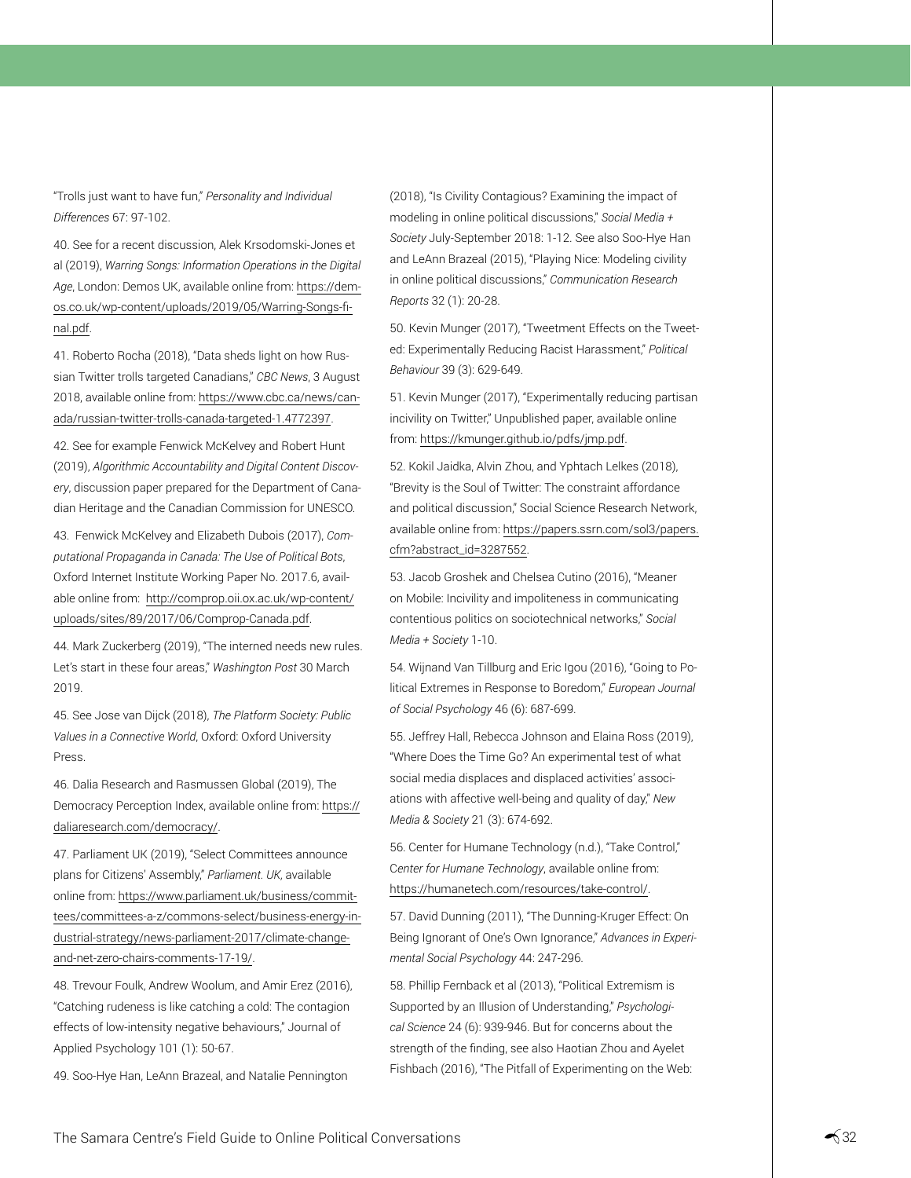"Trolls just want to have fun," *Personality and Individual Differences* 67: 97-102.

40. See for a recent discussion, Alek Krsodomski-Jones et al (2019), *Warring Songs: Information Operations in the Digital Age*, London: Demos UK, available online from: https://demos.co.uk/wp-content/uploads/2019/05/Warring-Songs-final.pdf.

41. Roberto Rocha (2018), "Data sheds light on how Russian Twitter trolls targeted Canadians," *CBC News*, 3 August 2018, available online from: https://www.cbc.ca/news/canada/russian-twitter-trolls-canada-targeted-1.4772397.

42. See for example Fenwick McKelvey and Robert Hunt (2019), *Algorithmic Accountability and Digital Content Discovery*, discussion paper prepared for the Department of Canadian Heritage and the Canadian Commission for UNESCO.

43. Fenwick McKelvey and Elizabeth Dubois (2017), *Computational Propaganda in Canada: The Use of Political Bots*, Oxford Internet Institute Working Paper No. 2017.6, available online from: http://comprop.oii.ox.ac.uk/wp-content/uploads/sites/89/2017/06/Comprop-Canada.pdf.

44. Mark Zuckerberg (2019), "The interned needs new rules. Let's start in these four areas," *Washington Post* 30 March 2019.

45. See Jose van Dijck (2018), *The Platform Society: Public Values in a Connective World*, Oxford: Oxford University Press.

46. Dalia Research and Rasmussen Global (2019), The Democracy Perception Index, available online from: https://daliaresearch.com/democracy/.

47. Parliament UK (2019), "Select Committees announce plans for Citizens' Assembly," *Parliament. UK*, available online from: https://www.parliament.uk/business/committees/committees-a-z/commons-select/business-energy-industrial-strategy/news-parliament-2017/climate-change-and-net-zero-chairs-comments-17-19/.

48. Trevour Foulk, Andrew Woolum, and Amir Erez (2016), "Catching rudeness is like catching a cold: The contagion effects of low-intensity negative behaviours," Journal of Applied Psychology 101 (1): 50-67.

49. Soo-Hye Han, LeAnn Brazeal, and Natalie Pennington (2018), "Is Civility Contagious? Examining the impact of modeling in online political discussions," *Social Media + Society* July-September 2018: 1-12. See also Soo-Hye Han and LeAnn Brazeal (2015), "Playing Nice: Modeling civility in online political discussions," *Communication Research Reports* 32 (1): 20-28.

50. Kevin Munger (2017), "Tweetment Effects on the Tweeted: Experimentally Reducing Racist Harassment," *Political Behaviour* 39 (3): 629-649.

51. Kevin Munger (2017), "Experimentally reducing partisan incivility on Twitter," Unpublished paper, available online from: https://kmunger.github.io/pdfs/jmp.pdf.

52. Kokil Jaidka, Alvin Zhou, and Yphtach Lelkes (2018), "Brevity is the Soul of Twitter: The constraint affordance and political discussion," Social Science Research Network, available online from: https://papers.ssrn.com/sol3/papers.cfm?abstract_id=3287552.

53. Jacob Groshek and Chelsea Cutino (2016), "Meaner on Mobile: Incivility and impoliteness in communicating contentious politics on sociotechnical networks," *Social Media + Society* 1-10.

54. Wijnand Van Tillburg and Eric Igou (2016), "Going to Political Extremes in Response to Boredom," *European Journal of Social Psychology* 46 (6): 687-699.

55. Jeffrey Hall, Rebecca Johnson and Elaina Ross (2019), "Where Does the Time Go? An experimental test of what social media displaces and displaced activities' associations with affective well-being and quality of day," *New Media & Society* 21 (3): 674-692.

56. Center for Humane Technology (n.d.), "Take Control," *Center for Humane Technology*, available online from: https://humanetech.com/resources/take-control/.

57. David Dunning (2011), "The Dunning-Kruger Effect: On Being Ignorant of One's Own Ignorance," *Advances in Experimental Social Psychology* 44: 247-296.

58. Phillip Fernback et al (2013), "Political Extremism is Supported by an Illusion of Understanding," *Psychological Science* 24 (6): 939-946. But for concerns about the strength of the finding, see also Haotian Zhou and Ayelet Fishbach (2016), "The Pitfall of Experimenting on the Web: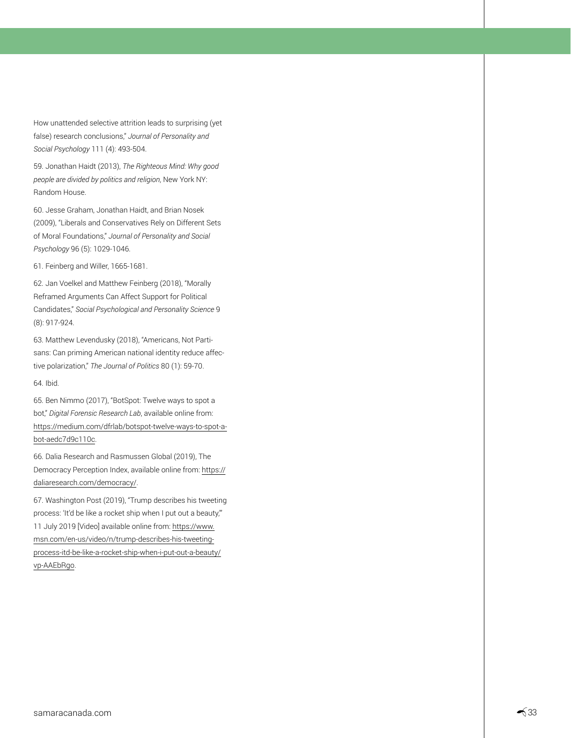How unattended selective attrition leads to surprising (yet false) research conclusions," *Journal of Personality and Social Psychology* 111 (4): 493-504.

59. Jonathan Haidt (2013), *The Righteous Mind: Why good people are divided by politics and religion*, New York NY: Random House.

60. Jesse Graham, Jonathan Haidt, and Brian Nosek (2009), "Liberals and Conservatives Rely on Different Sets of Moral Foundations," *Journal of Personality and Social Psychology* 96 (5): 1029-1046.

61. Feinberg and Willer, 1665-1681.

62. Jan Voelkel and Matthew Feinberg (2018), "Morally Reframed Arguments Can Affect Support for Political Candidates," *Social Psychological and Personality Science* 9 (8): 917-924.

63. Matthew Levendusky (2018), "Americans, Not Partisans: Can priming American national identity reduce affective polarization," *The Journal of Politics* 80 (1): 59-70.

64. Ibid.

65. Ben Nimmo (2017), "BotSpot: Twelve ways to spot a bot," *Digital Forensic Research Lab*, available online from: https://medium.com/dfrlab/botspot-twelve-ways-to-spot-a-bot-aedc7d9c110c.

66. Dalia Research and Rasmussen Global (2019), The Democracy Perception Index, available online from: https://daliaresearch.com/democracy/.

67. Washington Post (2019), "Trump describes his tweeting process: 'It'd be like a rocket ship when I put out a beauty,'" 11 July 2019 [Video] available online from: https://www.msn.com/en-us/video/n/trump-describes-his-tweeting-process-itd-be-like-a-rocket-ship-when-i-put-out-a-beauty/vp-AAEbRgo.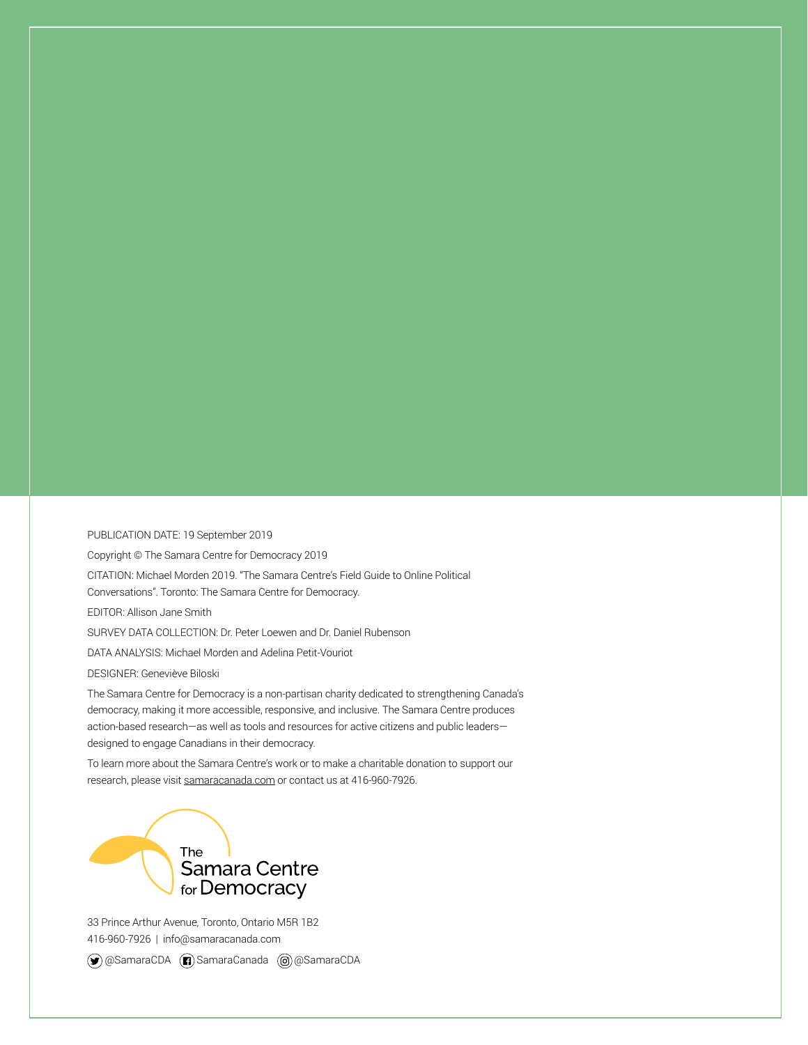PUBLICATION DATE: 19 September 2019

Copyright © The Samara Centre for Democracy 2019

CITATION: Michael Morden 2019. "The Samara Centre's Field Guide to Online Political Conversations". Toronto: The Samara Centre for Democracy.

EDITOR: Allison Jane Smith

SURVEY DATA COLLECTION: Dr. Peter Loewen and Dr. Daniel Rubenson

DATA ANALYSIS: Michael Morden and Adelina Petit-Vouriot

DESIGNER: Geneviève Biloski

The Samara Centre for Democracy is a non-partisan charity dedicated to strengthening Canada's democracy, making it more accessible, responsive, and inclusive. The Samara Centre produces action-based research—as well as tools and resources for active citizens and public leaders—designed to engage Canadians in their democracy.

To learn more about the Samara Centre's work or to make a charitable donation to support our research, please visit samaracanada.com or contact us at 416-960-7926.

The Samara Centre for Democracy

33 Prince Arthur Avenue, Toronto, Ontario M5R 1B2
416-960-7926 | info@samaracanada.com

@SamaraCDA SamaraCanada @SamaraCDA